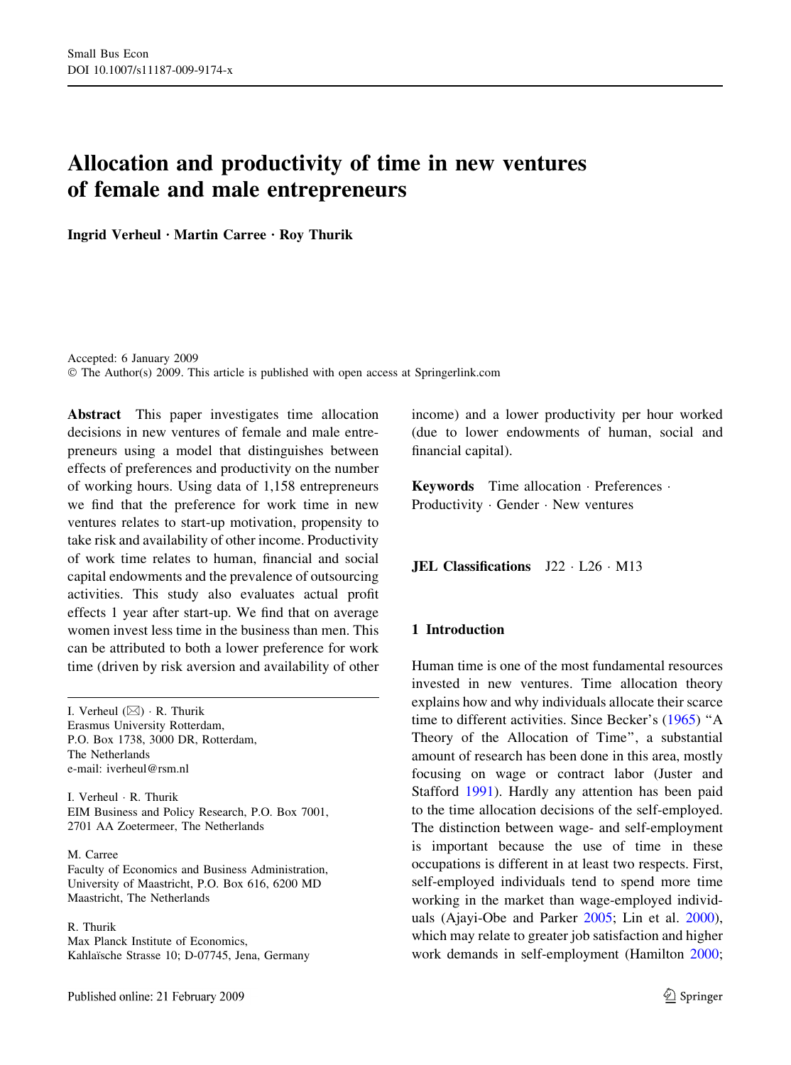# Allocation and productivity of time in new ventures of female and male entrepreneurs

**Ingrid Verheul · Martin Carree · Roy Thurik**

Accepted: 6 January 2009
© The Author(s) 2009. This article is published with open access at Springerlink.com

**Abstract** This paper investigates time allocation decisions in new ventures of female and male entrepreneurs using a model that distinguishes between effects of preferences and productivity on the number of working hours. Using data of 1,158 entrepreneurs we find that the preference for work time in new ventures relates to start-up motivation, propensity to take risk and availability of other income. Productivity of work time relates to human, financial and social capital endowments and the prevalence of outsourcing activities. This study also evaluates actual profit effects 1 year after start-up. We find that on average women invest less time in the business than men. This can be attributed to both a lower preference for work time (driven by risk aversion and availability of other income) and a lower productivity per hour worked (due to lower endowments of human, social and financial capital).

**Keywords** Time allocation · Preferences · Productivity · Gender · New ventures

**JEL Classifications** J22 · L26 · M13

I. Verheul (✉) · R. Thurik
Erasmus University Rotterdam,
P.O. Box 1738, 3000 DR, Rotterdam,
The Netherlands
e-mail: iverheul@rsm.nl

I. Verheul · R. Thurik
EIM Business and Policy Research, P.O. Box 7001,
2701 AA Zoetermeer, The Netherlands

M. Carree
Faculty of Economics and Business Administration,
University of Maastricht, P.O. Box 616, 6200 MD
Maastricht, The Netherlands

R. Thurik
Max Planck Institute of Economics,
Kahlaïsche Strasse 10; D-07745, Jena, Germany

## 1 Introduction

Human time is one of the most fundamental resources invested in new ventures. Time allocation theory explains how and why individuals allocate their scarce time to different activities. Since Becker's (1965) "A Theory of the Allocation of Time", a substantial amount of research has been done in this area, mostly focusing on wage or contract labor (Juster and Stafford 1991). Hardly any attention has been paid to the time allocation decisions of the self-employed. The distinction between wage- and self-employment is important because the use of time in these occupations is different in at least two respects. First, self-employed individuals tend to spend more time working in the market than wage-employed individuals (Ajayi-Obe and Parker 2005; Lin et al. 2000), which may relate to greater job satisfaction and higher work demands in self-employment (Hamilton 2000;

Published online: 21 February 2009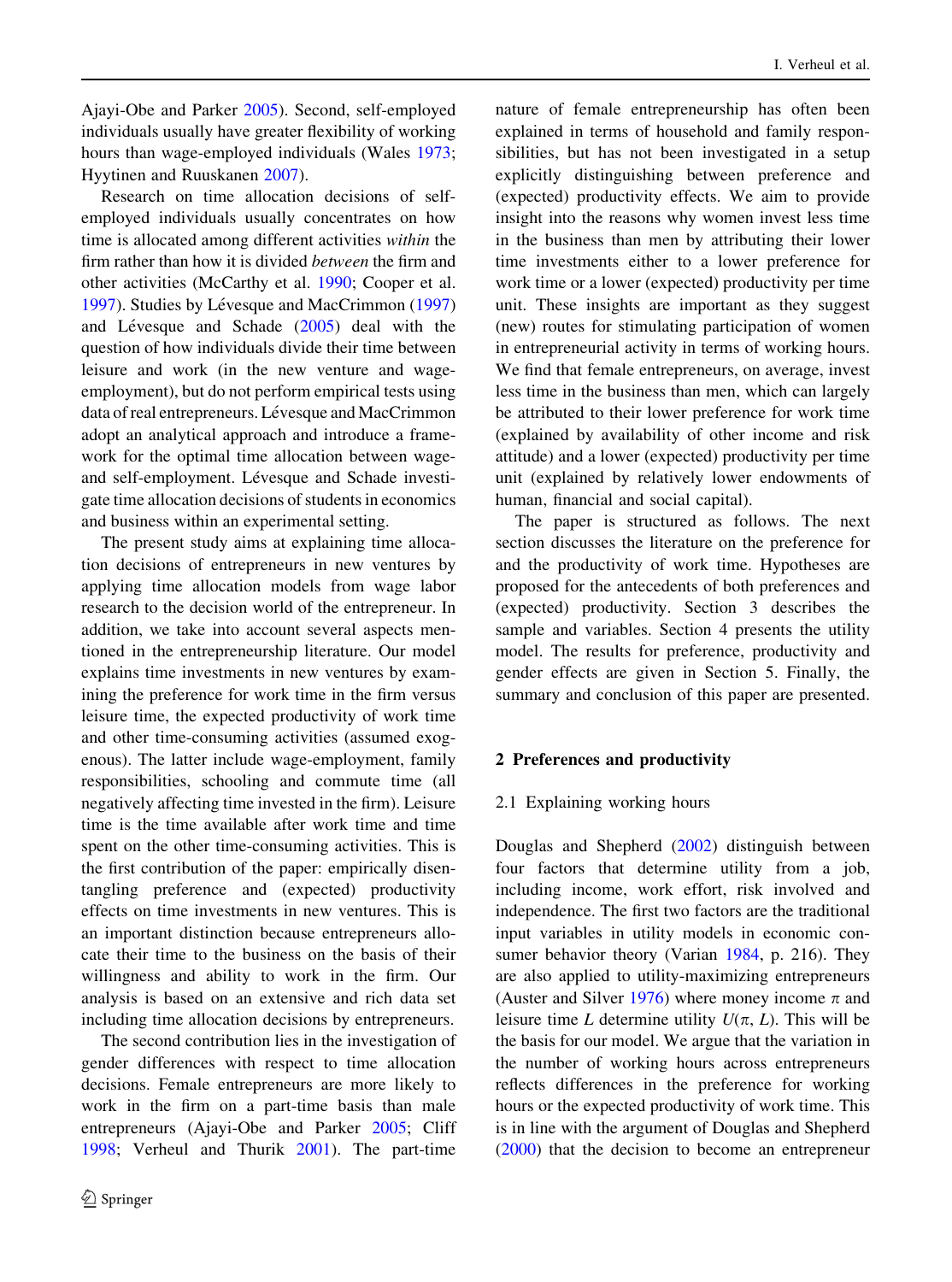Ajayi-Obe and Parker 2005). Second, self-employed individuals usually have greater flexibility of working hours than wage-employed individuals (Wales 1973; Hyytinen and Ruuskanen 2007).

Research on time allocation decisions of self-employed individuals usually concentrates on how time is allocated among different activities *within* the firm rather than how it is divided *between* the firm and other activities (McCarthy et al. 1990; Cooper et al. 1997). Studies by Lévesque and MacCrimmon (1997) and Lévesque and Schade (2005) deal with the question of how individuals divide their time between leisure and work (in the new venture and wage-employment), but do not perform empirical tests using data of real entrepreneurs. Lévesque and MacCrimmon adopt an analytical approach and introduce a framework for the optimal time allocation between wage- and self-employment. Lévesque and Schade investigate time allocation decisions of students in economics and business within an experimental setting.

The present study aims at explaining time allocation decisions of entrepreneurs in new ventures by applying time allocation models from wage labor research to the decision world of the entrepreneur. In addition, we take into account several aspects mentioned in the entrepreneurship literature. Our model explains time investments in new ventures by examining the preference for work time in the firm versus leisure time, the expected productivity of work time and other time-consuming activities (assumed exogenous). The latter include wage-employment, family responsibilities, schooling and commute time (all negatively affecting time invested in the firm). Leisure time is the time available after work time and time spent on the other time-consuming activities. This is the first contribution of the paper: empirically disentangling preference and (expected) productivity effects on time investments in new ventures. This is an important distinction because entrepreneurs allocate their time to the business on the basis of their willingness and ability to work in the firm. Our analysis is based on an extensive and rich data set including time allocation decisions by entrepreneurs.

The second contribution lies in the investigation of gender differences with respect to time allocation decisions. Female entrepreneurs are more likely to work in the firm on a part-time basis than male entrepreneurs (Ajayi-Obe and Parker 2005; Cliff 1998; Verheul and Thurik 2001). The part-time nature of female entrepreneurship has often been explained in terms of household and family responsibilities, but has not been investigated in a setup explicitly distinguishing between preference and (expected) productivity effects. We aim to provide insight into the reasons why women invest less time in the business than men by attributing their lower time investments either to a lower preference for work time or a lower (expected) productivity per time unit. These insights are important as they suggest (new) routes for stimulating participation of women in entrepreneurial activity in terms of working hours. We find that female entrepreneurs, on average, invest less time in the business than men, which can largely be attributed to their lower preference for work time (explained by availability of other income and risk attitude) and a lower (expected) productivity per time unit (explained by relatively lower endowments of human, financial and social capital).

The paper is structured as follows. The next section discusses the literature on the preference for and the productivity of work time. Hypotheses are proposed for the antecedents of both preferences and (expected) productivity. Section 3 describes the sample and variables. Section 4 presents the utility model. The results for preference, productivity and gender effects are given in Section 5. Finally, the summary and conclusion of this paper are presented.

## 2 Preferences and productivity

### 2.1 Explaining working hours

Douglas and Shepherd (2002) distinguish between four factors that determine utility from a job, including income, work effort, risk involved and independence. The first two factors are the traditional input variables in utility models in economic consumer behavior theory (Varian 1984, p. 216). They are also applied to utility-maximizing entrepreneurs (Auster and Silver 1976) where money income $\pi$ and leisure time $L$ determine utility $U(\pi, L)$. This will be the basis for our model. We argue that the variation in the number of working hours across entrepreneurs reflects differences in the preference for working hours or the expected productivity of work time. This is in line with the argument of Douglas and Shepherd (2000) that the decision to become an entrepreneur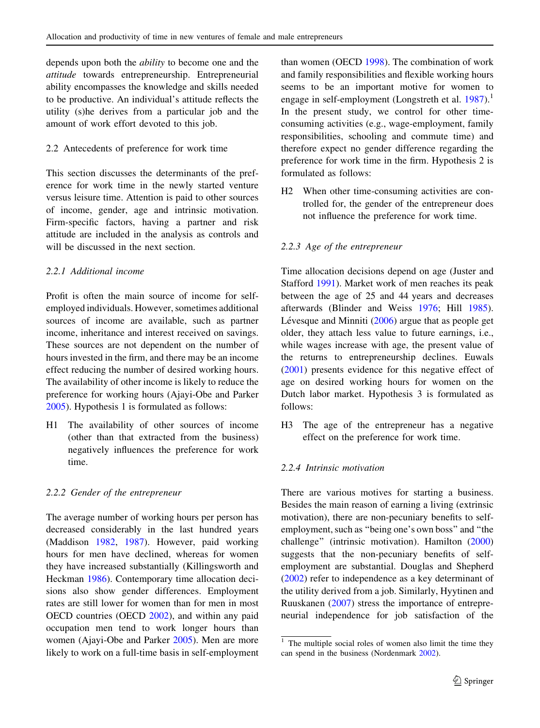depends upon both the *ability* to become one and the *attitude* towards entrepreneurship. Entrepreneurial ability encompasses the knowledge and skills needed to be productive. An individual's attitude reflects the utility (s)he derives from a particular job and the amount of work effort devoted to this job.

## 2.2 Antecedents of preference for work time

This section discusses the determinants of the preference for work time in the newly started venture versus leisure time. Attention is paid to other sources of income, gender, age and intrinsic motivation. Firm-specific factors, having a partner and risk attitude are included in the analysis as controls and will be discussed in the next section.

### *2.2.1 Additional income*

Profit is often the main source of income for self-employed individuals. However, sometimes additional sources of income are available, such as partner income, inheritance and interest received on savings. These sources are not dependent on the number of hours invested in the firm, and there may be an income effect reducing the number of desired working hours. The availability of other income is likely to reduce the preference for working hours (Ajayi-Obe and Parker 2005). Hypothesis 1 is formulated as follows:

H1 The availability of other sources of income (other than that extracted from the business) negatively influences the preference for work time.

### *2.2.2 Gender of the entrepreneur*

The average number of working hours per person has decreased considerably in the last hundred years (Maddison 1982, 1987). However, paid working hours for men have declined, whereas for women they have increased substantially (Killingsworth and Heckman 1986). Contemporary time allocation decisions also show gender differences. Employment rates are still lower for women than for men in most OECD countries (OECD 2002), and within any paid occupation men tend to work longer hours than women (Ajayi-Obe and Parker 2005). Men are more likely to work on a full-time basis in self-employment than women (OECD 1998). The combination of work and family responsibilities and flexible working hours seems to be an important motive for women to engage in self-employment (Longstreth et al. 1987).[1] In the present study, we control for other time-consuming activities (e.g., wage-employment, family responsibilities, schooling and commute time) and therefore expect no gender difference regarding the preference for work time in the firm. Hypothesis 2 is formulated as follows:

H2 When other time-consuming activities are controlled for, the gender of the entrepreneur does not influence the preference for work time.

### *2.2.3 Age of the entrepreneur*

Time allocation decisions depend on age (Juster and Stafford 1991). Market work of men reaches its peak between the age of 25 and 44 years and decreases afterwards (Blinder and Weiss 1976; Hill 1985). Lévesque and Minniti (2006) argue that as people get older, they attach less value to future earnings, i.e., while wages increase with age, the present value of the returns to entrepreneurship declines. Euwals (2001) presents evidence for this negative effect of age on desired working hours for women on the Dutch labor market. Hypothesis 3 is formulated as follows:

H3 The age of the entrepreneur has a negative effect on the preference for work time.

### *2.2.4 Intrinsic motivation*

There are various motives for starting a business. Besides the main reason of earning a living (extrinsic motivation), there are non-pecuniary benefits to self-employment, such as "being one's own boss" and "the challenge" (intrinsic motivation). Hamilton (2000) suggests that the non-pecuniary benefits of self-employment are substantial. Douglas and Shepherd (2002) refer to independence as a key determinant of the utility derived from a job. Similarly, Hyytinen and Ruuskanen (2007) stress the importance of entrepreneurial independence for job satisfaction of the

[1] The multiple social roles of women also limit the time they can spend in the business (Nordenmark 2002).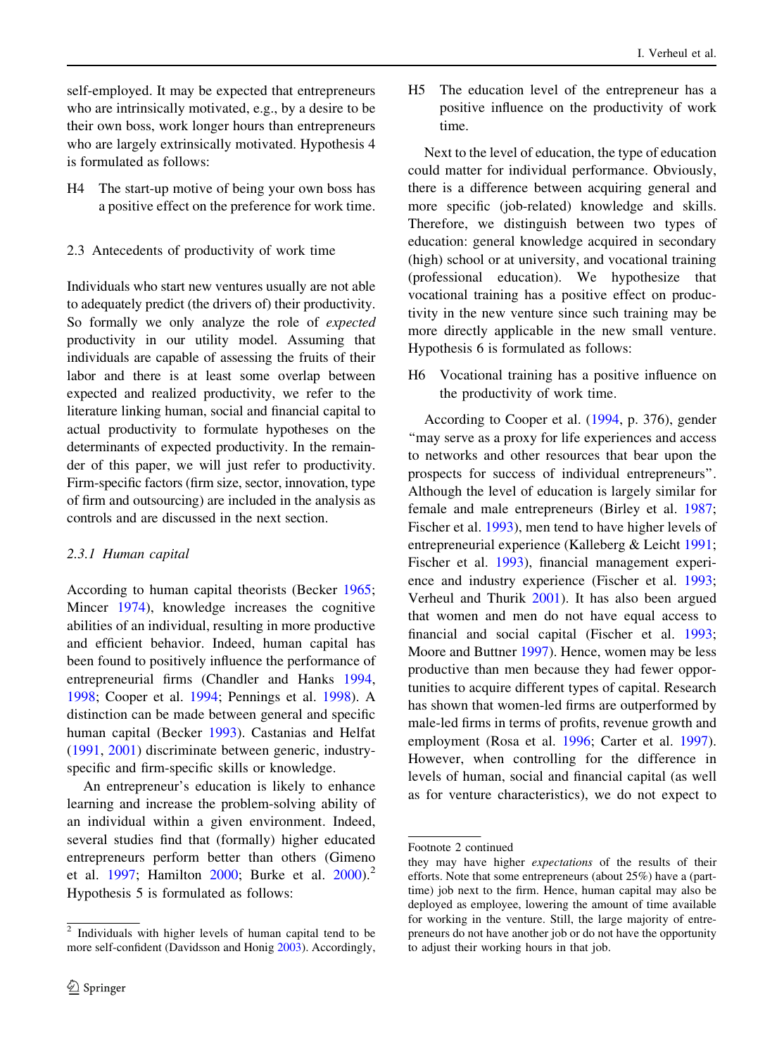self-employed. It may be expected that entrepreneurs who are intrinsically motivated, e.g., by a desire to be their own boss, work longer hours than entrepreneurs who are largely extrinsically motivated. Hypothesis 4 is formulated as follows:

H4 The start-up motive of being your own boss has a positive effect on the preference for work time.

### 2.3 Antecedents of productivity of work time

Individuals who start new ventures usually are not able to adequately predict (the drivers of) their productivity. So formally we only analyze the role of *expected* productivity in our utility model. Assuming that individuals are capable of assessing the fruits of their labor and there is at least some overlap between expected and realized productivity, we refer to the literature linking human, social and financial capital to actual productivity to formulate hypotheses on the determinants of expected productivity. In the remainder of this paper, we will just refer to productivity. Firm-specific factors (firm size, sector, innovation, type of firm and outsourcing) are included in the analysis as controls and are discussed in the next section.

#### 2.3.1 Human capital

According to human capital theorists (Becker 1965; Mincer 1974), knowledge increases the cognitive abilities of an individual, resulting in more productive and efficient behavior. Indeed, human capital has been found to positively influence the performance of entrepreneurial firms (Chandler and Hanks 1994, 1998; Cooper et al. 1994; Pennings et al. 1998). A distinction can be made between general and specific human capital (Becker 1993). Castanias and Helfat (1991, 2001) discriminate between generic, industry-specific and firm-specific skills or knowledge.

An entrepreneur's education is likely to enhance learning and increase the problem-solving ability of an individual within a given environment. Indeed, several studies find that (formally) higher educated entrepreneurs perform better than others (Gimeno et al. 1997; Hamilton 2000; Burke et al. 2000).[2] Hypothesis 5 is formulated as follows:

H5 The education level of the entrepreneur has a positive influence on the productivity of work time.

Next to the level of education, the type of education could matter for individual performance. Obviously, there is a difference between acquiring general and more specific (job-related) knowledge and skills. Therefore, we distinguish between two types of education: general knowledge acquired in secondary (high) school or at university, and vocational training (professional education). We hypothesize that vocational training has a positive effect on productivity in the new venture since such training may be more directly applicable in the new small venture. Hypothesis 6 is formulated as follows:

H6 Vocational training has a positive influence on the productivity of work time.

According to Cooper et al. (1994, p. 376), gender "may serve as a proxy for life experiences and access to networks and other resources that bear upon the prospects for success of individual entrepreneurs". Although the level of education is largely similar for female and male entrepreneurs (Birley et al. 1987; Fischer et al. 1993), men tend to have higher levels of entrepreneurial experience (Kalleberg & Leicht 1991; Fischer et al. 1993), financial management experience and industry experience (Fischer et al. 1993; Verheul and Thurik 2001). It has also been argued that women and men do not have equal access to financial and social capital (Fischer et al. 1993; Moore and Buttner 1997). Hence, women may be less productive than men because they had fewer opportunities to acquire different types of capital. Research has shown that women-led firms are outperformed by male-led firms in terms of profits, revenue growth and employment (Rosa et al. 1996; Carter et al. 1997). However, when controlling for the difference in levels of human, social and financial capital (as well as for venture characteristics), we do not expect to

---

[2] Individuals with higher levels of human capital tend to be more self-confident (Davidsson and Honig 2003). Accordingly, they may have higher *expectations* of the results of their efforts. Note that some entrepreneurs (about 25%) have a (part-time) job next to the firm. Hence, human capital may also be deployed as employee, lowering the amount of time available for working in the venture. Still, the large majority of entrepreneurs do not have another job or do not have the opportunity to adjust their working hours in that job.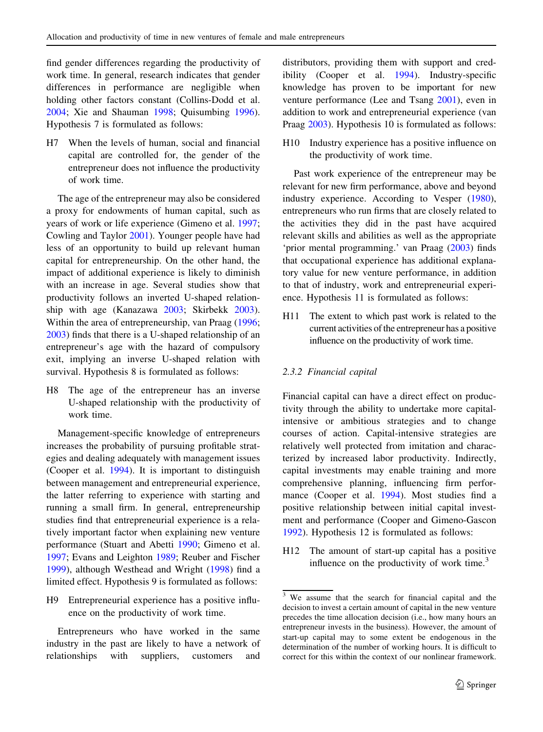find gender differences regarding the productivity of work time. In general, research indicates that gender differences in performance are negligible when holding other factors constant (Collins-Dodd et al. 2004; Xie and Shauman 1998; Quisumbing 1996). Hypothesis 7 is formulated as follows:

H7 When the levels of human, social and financial capital are controlled for, the gender of the entrepreneur does not influence the productivity of work time.

The age of the entrepreneur may also be considered a proxy for endowments of human capital, such as years of work or life experience (Gimeno et al. 1997; Cowling and Taylor 2001). Younger people have had less of an opportunity to build up relevant human capital for entrepreneurship. On the other hand, the impact of additional experience is likely to diminish with an increase in age. Several studies show that productivity follows an inverted U-shaped relationship with age (Kanazawa 2003; Skirbekk 2003). Within the area of entrepreneurship, van Praag (1996; 2003) finds that there is a U-shaped relationship of an entrepreneur's age with the hazard of compulsory exit, implying an inverse U-shaped relation with survival. Hypothesis 8 is formulated as follows:

H8 The age of the entrepreneur has an inverse U-shaped relationship with the productivity of work time.

Management-specific knowledge of entrepreneurs increases the probability of pursuing profitable strategies and dealing adequately with management issues (Cooper et al. 1994). It is important to distinguish between management and entrepreneurial experience, the latter referring to experience with starting and running a small firm. In general, entrepreneurship studies find that entrepreneurial experience is a relatively important factor when explaining new venture performance (Stuart and Abetti 1990; Gimeno et al. 1997; Evans and Leighton 1989; Reuber and Fischer 1999), although Westhead and Wright (1998) find a limited effect. Hypothesis 9 is formulated as follows:

H9 Entrepreneurial experience has a positive influence on the productivity of work time.

Entrepreneurs who have worked in the same industry in the past are likely to have a network of relationships with suppliers, customers and distributors, providing them with support and credibility (Cooper et al. 1994). Industry-specific knowledge has proven to be important for new venture performance (Lee and Tsang 2001), even in addition to work and entrepreneurial experience (van Praag 2003). Hypothesis 10 is formulated as follows:

H10 Industry experience has a positive influence on the productivity of work time.

Past work experience of the entrepreneur may be relevant for new firm performance, above and beyond industry experience. According to Vesper (1980), entrepreneurs who run firms that are closely related to the activities they did in the past have acquired relevant skills and abilities as well as the appropriate 'prior mental programming.' van Praag (2003) finds that occupational experience has additional explanatory value for new venture performance, in addition to that of industry, work and entrepreneurial experience. Hypothesis 11 is formulated as follows:

H11 The extent to which past work is related to the current activities of the entrepreneur has a positive influence on the productivity of work time.

### *2.3.2 Financial capital*

Financial capital can have a direct effect on productivity through the ability to undertake more capital-intensive or ambitious strategies and to change courses of action. Capital-intensive strategies are relatively well protected from imitation and characterized by increased labor productivity. Indirectly, capital investments may enable training and more comprehensive planning, influencing firm performance (Cooper et al. 1994). Most studies find a positive relationship between initial capital investment and performance (Cooper and Gimeno-Gascon 1992). Hypothesis 12 is formulated as follows:

H12 The amount of start-up capital has a positive influence on the productivity of work time.[3]

[3] We assume that the search for financial capital and the decision to invest a certain amount of capital in the new venture precedes the time allocation decision (i.e., how many hours an entrepreneur invests in the business). However, the amount of start-up capital may to some extent be endogenous in the determination of the number of working hours. It is difficult to correct for this within the context of our nonlinear framework.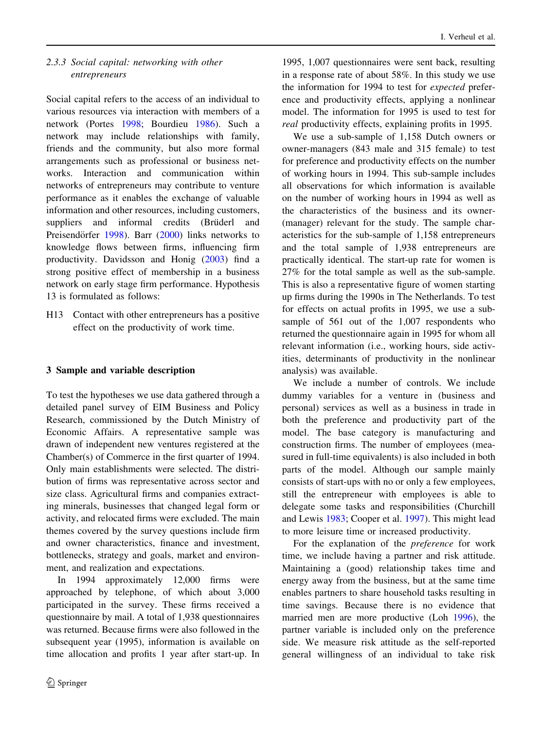### 2.3.3 Social capital: networking with other entrepreneurs

Social capital refers to the access of an individual to various resources via interaction with members of a network (Portes 1998; Bourdieu 1986). Such a network may include relationships with family, friends and the community, but also more formal arrangements such as professional or business networks. Interaction and communication within networks of entrepreneurs may contribute to venture performance as it enables the exchange of valuable information and other resources, including customers, suppliers and informal credits (Brüderl and Preisendörfer 1998). Barr (2000) links networks to knowledge flows between firms, influencing firm productivity. Davidsson and Honig (2003) find a strong positive effect of membership in a business network on early stage firm performance. Hypothesis 13 is formulated as follows:

H13 Contact with other entrepreneurs has a positive effect on the productivity of work time.

## 3 Sample and variable description

To test the hypotheses we use data gathered through a detailed panel survey of EIM Business and Policy Research, commissioned by the Dutch Ministry of Economic Affairs. A representative sample was drawn of independent new ventures registered at the Chamber(s) of Commerce in the first quarter of 1994. Only main establishments were selected. The distribution of firms was representative across sector and size class. Agricultural firms and companies extracting minerals, businesses that changed legal form or activity, and relocated firms were excluded. The main themes covered by the survey questions include firm and owner characteristics, finance and investment, bottlenecks, strategy and goals, market and environment, and realization and expectations.

In 1994 approximately 12,000 firms were approached by telephone, of which about 3,000 participated in the survey. These firms received a questionnaire by mail. A total of 1,938 questionnaires was returned. Because firms were also followed in the subsequent year (1995), information is available on time allocation and profits 1 year after start-up. In 1995, 1,007 questionnaires were sent back, resulting in a response rate of about 58%. In this study we use the information for 1994 to test for *expected* preference and productivity effects, applying a nonlinear model. The information for 1995 is used to test for *real* productivity effects, explaining profits in 1995.

We use a sub-sample of 1,158 Dutch owners or owner-managers (843 male and 315 female) to test for preference and productivity effects on the number of working hours in 1994. This sub-sample includes all observations for which information is available on the number of working hours in 1994 as well as the characteristics of the business and its owner-(manager) relevant for the study. The sample characteristics for the sub-sample of 1,158 entrepreneurs and the total sample of 1,938 entrepreneurs are practically identical. The start-up rate for women is 27% for the total sample as well as the sub-sample. This is also a representative figure of women starting up firms during the 1990s in The Netherlands. To test for effects on actual profits in 1995, we use a sub-sample of 561 out of the 1,007 respondents who returned the questionnaire again in 1995 for whom all relevant information (i.e., working hours, side activities, determinants of productivity in the nonlinear analysis) was available.

We include a number of controls. We include dummy variables for a venture in (business and personal) services as well as a business in trade in both the preference and productivity part of the model. The base category is manufacturing and construction firms. The number of employees (measured in full-time equivalents) is also included in both parts of the model. Although our sample mainly consists of start-ups with no or only a few employees, still the entrepreneur with employees is able to delegate some tasks and responsibilities (Churchill and Lewis 1983; Cooper et al. 1997). This might lead to more leisure time or increased productivity.

For the explanation of the *preference* for work time, we include having a partner and risk attitude. Maintaining a (good) relationship takes time and energy away from the business, but at the same time enables partners to share household tasks resulting in time savings. Because there is no evidence that married men are more productive (Loh 1996), the partner variable is included only on the preference side. We measure risk attitude as the self-reported general willingness of an individual to take risk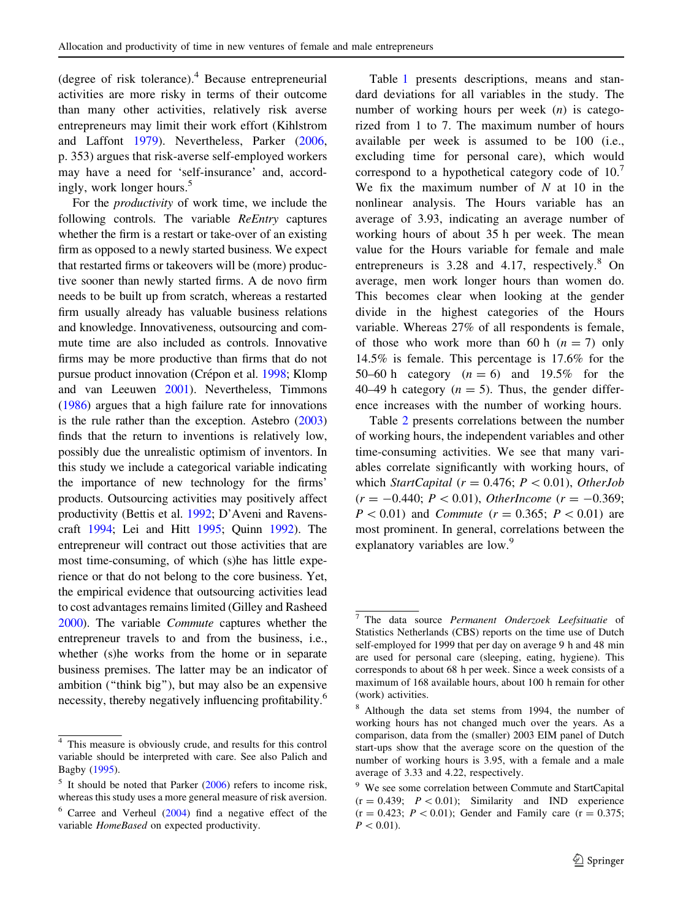(degree of risk tolerance).[4] Because entrepreneurial activities are more risky in terms of their outcome than many other activities, relatively risk averse entrepreneurs may limit their work effort (Kihlstrom and Laffont 1979). Nevertheless, Parker (2006, p. 353) argues that risk-averse self-employed workers may have a need for 'self-insurance' and, accordingly, work longer hours.[5]

For the *productivity* of work time, we include the following controls. The variable *ReEntry* captures whether the firm is a restart or take-over of an existing firm as opposed to a newly started business. We expect that restarted firms or takeovers will be (more) productive sooner than newly started firms. A de novo firm needs to be built up from scratch, whereas a restarted firm usually already has valuable business relations and knowledge. Innovativeness, outsourcing and commute time are also included as controls. Innovative firms may be more productive than firms that do not pursue product innovation (Crépon et al. 1998; Klomp and van Leeuwen 2001). Nevertheless, Timmons (1986) argues that a high failure rate for innovations is the rule rather than the exception. Astebro (2003) finds that the return to inventions is relatively low, possibly due the unrealistic optimism of inventors. In this study we include a categorical variable indicating the importance of new technology for the firms' products. Outsourcing activities may positively affect productivity (Bettis et al. 1992; D'Aveni and Ravenscraft 1994; Lei and Hitt 1995; Quinn 1992). The entrepreneur will contract out those activities that are most time-consuming, of which (s)he has little experience or that do not belong to the core business. Yet, the empirical evidence that outsourcing activities lead to cost advantages remains limited (Gilley and Rasheed 2000). The variable *Commute* captures whether the entrepreneur travels to and from the business, i.e., whether (s)he works from the home or in separate business premises. The latter may be an indicator of ambition ("think big"), but may also be an expensive necessity, thereby negatively influencing profitability.[6]

Table 1 presents descriptions, means and standard deviations for all variables in the study. The number of working hours per week ($n$) is categorized from 1 to 7. The maximum number of hours available per week is assumed to be 100 (i.e., excluding time for personal care), which would correspond to a hypothetical category code of 10.[7] We fix the maximum number of $N$ at 10 in the nonlinear analysis. The Hours variable has an average of 3.93, indicating an average number of working hours of about 35 h per week. The mean value for the Hours variable for female and male entrepreneurs is 3.28 and 4.17, respectively.[8] On average, men work longer hours than women do. This becomes clear when looking at the gender divide in the highest categories of the Hours variable. Whereas 27% of all respondents is female, of those who work more than 60 h ($n = 7$) only 14.5% is female. This percentage is 17.6% for the 50–60 h category ($n = 6$) and 19.5% for the 40–49 h category ($n = 5$). Thus, the gender difference increases with the number of working hours.

Table 2 presents correlations between the number of working hours, the independent variables and other time-consuming activities. We see that many variables correlate significantly with working hours, of which *StartCapital* ($r = 0.476$; $P < 0.01$), *OtherJob* ($r = -0.440$; $P < 0.01$), *OtherIncome* ($r = -0.369$; $P < 0.01$) and *Commute* ($r = 0.365$; $P < 0.01$) are most prominent. In general, correlations between the explanatory variables are low.[9]

---

[4] This measure is obviously crude, and results for this control variable should be interpreted with care. See also Palich and Bagby (1995).

[5] It should be noted that Parker (2006) refers to income risk, whereas this study uses a more general measure of risk aversion.

[6] Carree and Verheul (2004) find a negative effect of the variable *HomeBased* on expected productivity.

[7] The data source *Permanent Onderzoek Leefsituatie* of Statistics Netherlands (CBS) reports on the time use of Dutch self-employed for 1999 that per day on average 9 h and 48 min are used for personal care (sleeping, eating, hygiene). This corresponds to about 68 h per week. Since a week consists of a maximum of 168 available hours, about 100 h remain for other (work) activities.

[8] Although the data set stems from 1994, the number of working hours has not changed much over the years. As a comparison, data from the (smaller) 2003 EIM panel of Dutch start-ups show that the average score on the question of the number of working hours is 3.95, with a female and a male average of 3.33 and 4.22, respectively.

[9] We see some correlation between Commute and StartCapital ($r = 0.439$; $P < 0.01$); Similarity and IND experience ($r = 0.423$; $P < 0.01$); Gender and Family care ($r = 0.375$; $P < 0.01$).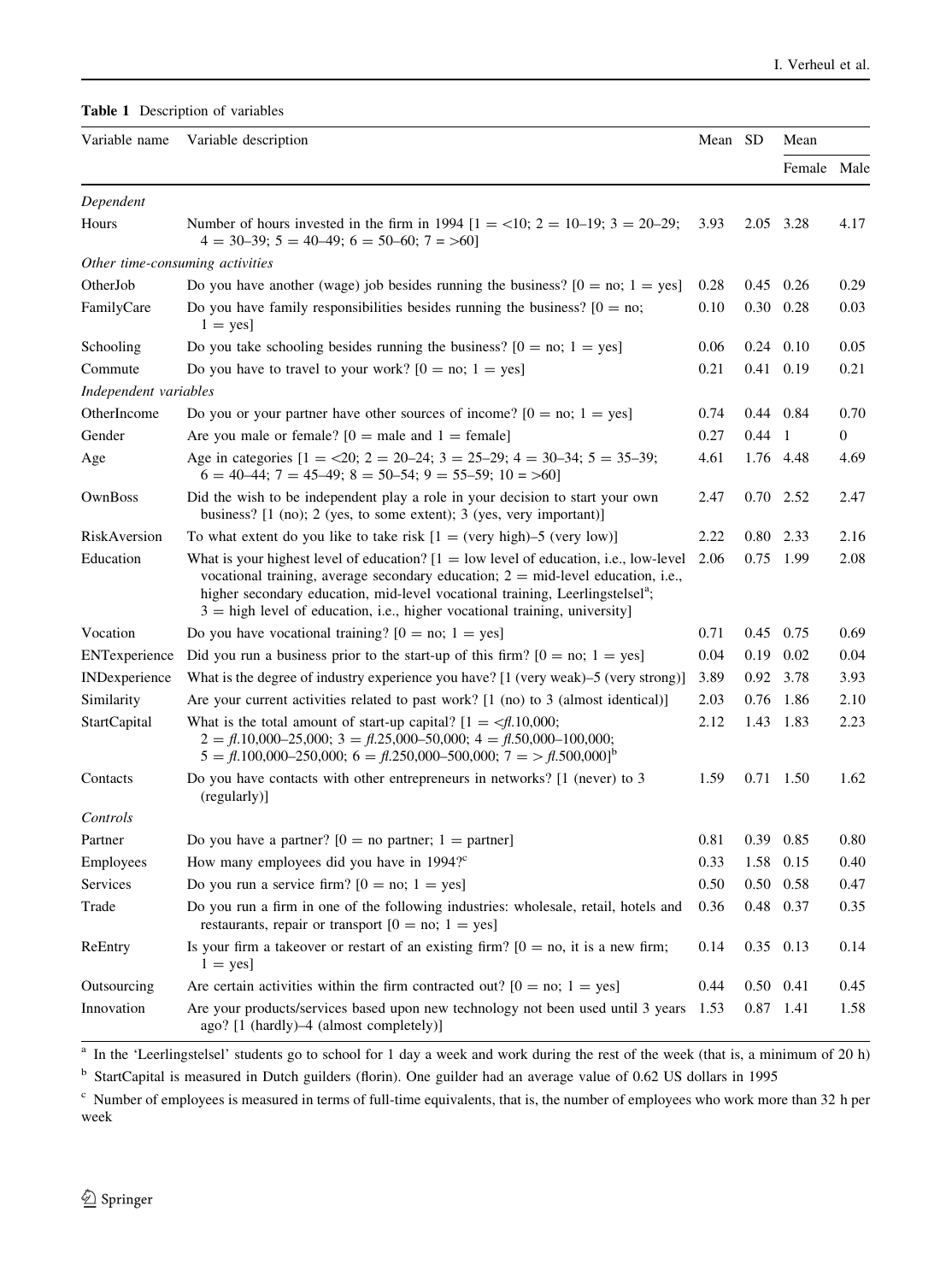**Table 1** Description of variables

| Variable name | Variable description | Mean | SD | Mean | |
|---|---|---|---|---|---|
| | | | | Female | Male |
| *Dependent* | | | | | |
| Hours | Number of hours invested in the firm in 1994 [1 = <10; 2 = 10–19; 3 = 20–29; 4 = 30–39; 5 = 40–49; 6 = 50–60; 7 = >60] | 3.93 | 2.05 | 3.28 | 4.17 |
| *Other time-consuming activities* | | | | | |
| OtherJob | Do you have another (wage) job besides running the business? [0 = no; 1 = yes] | 0.28 | 0.45 | 0.26 | 0.29 |
| FamilyCare | Do you have family responsibilities besides running the business? [0 = no; 1 = yes] | 0.10 | 0.30 | 0.28 | 0.03 |
| Schooling | Do you take schooling besides running the business? [0 = no; 1 = yes] | 0.06 | 0.24 | 0.10 | 0.05 |
| Commute | Do you have to travel to your work? [0 = no; 1 = yes] | 0.21 | 0.41 | 0.19 | 0.21 |
| *Independent variables* | | | | | |
| OtherIncome | Do you or your partner have other sources of income? [0 = no; 1 = yes] | 0.74 | 0.44 | 0.84 | 0.70 |
| Gender | Are you male or female? [0 = male and 1 = female] | 0.27 | 0.44 | 1 | 0 |
| Age | Age in categories [1 = <20; 2 = 20–24; 3 = 25–29; 4 = 30–34; 5 = 35–39; 6 = 40–44; 7 = 45–49; 8 = 50–54; 9 = 55–59; 10 = >60] | 4.61 | 1.76 | 4.48 | 4.69 |
| OwnBoss | Did the wish to be independent play a role in your decision to start your own business? [1 (no); 2 (yes, to some extent); 3 (yes, very important)] | 2.47 | 0.70 | 2.52 | 2.47 |
| RiskAversion | To what extent do you like to take risk [1 = (very high)–5 (very low)] | 2.22 | 0.80 | 2.33 | 2.16 |
| Education | What is your highest level of education? [1 = low level of education, i.e., low-level vocational training, average secondary education; 2 = mid-level education, i.e., higher secondary education, mid-level vocational training, Leerlingstelsel[a]; 3 = high level of education, i.e., higher vocational training, university] | 2.06 | 0.75 | 1.99 | 2.08 |
| Vocation | Do you have vocational training? [0 = no; 1 = yes] | 0.71 | 0.45 | 0.75 | 0.69 |
| ENTexperience | Did you run a business prior to the start-up of this firm? [0 = no; 1 = yes] | 0.04 | 0.19 | 0.02 | 0.04 |
| INDexperience | What is the degree of industry experience you have? [1 (very weak)–5 (very strong)] | 3.89 | 0.92 | 3.78 | 3.93 |
| Similarity | Are your current activities related to past work? [1 (no) to 3 (almost identical)] | 2.03 | 0.76 | 1.86 | 2.10 |
| StartCapital | What is the total amount of start-up capital? [1 = <*fl*.10,000; 2 = *fl*.10,000–25,000; 3 = *fl*.25,000–50,000; 4 = *fl*.50,000–100,000; 5 = *fl*.100,000–250,000; 6 = *fl*.250,000–500,000; 7 = > *fl*.500,000][b] | 2.12 | 1.43 | 1.83 | 2.23 |
| Contacts | Do you have contacts with other entrepreneurs in networks? [1 (never) to 3 (regularly)] | 1.59 | 0.71 | 1.50 | 1.62 |
| *Controls* | | | | | |
| Partner | Do you have a partner? [0 = no partner; 1 = partner] | 0.81 | 0.39 | 0.85 | 0.80 |
| Employees | How many employees did you have in 1994?[c] | 0.33 | 1.58 | 0.15 | 0.40 |
| Services | Do you run a service firm? [0 = no; 1 = yes] | 0.50 | 0.50 | 0.58 | 0.47 |
| Trade | Do you run a firm in one of the following industries: wholesale, retail, hotels and restaurants, repair or transport [0 = no; 1 = yes] | 0.36 | 0.48 | 0.37 | 0.35 |
| ReEntry | Is your firm a takeover or restart of an existing firm? [0 = no, it is a new firm; 1 = yes] | 0.14 | 0.35 | 0.13 | 0.14 |
| Outsourcing | Are certain activities within the firm contracted out? [0 = no; 1 = yes] | 0.44 | 0.50 | 0.41 | 0.45 |
| Innovation | Are your products/services based upon new technology not been used until 3 years ago? [1 (hardly)–4 (almost completely)] | 1.53 | 0.87 | 1.41 | 1.58 |

[a] In the 'Leerlingstelsel' students go to school for 1 day a week and work during the rest of the week (that is, a minimum of 20 h)

[b] StartCapital is measured in Dutch guilders (florin). One guilder had an average value of 0.62 US dollars in 1995

[c] Number of employees is measured in terms of full-time equivalents, that is, the number of employees who work more than 32 h per week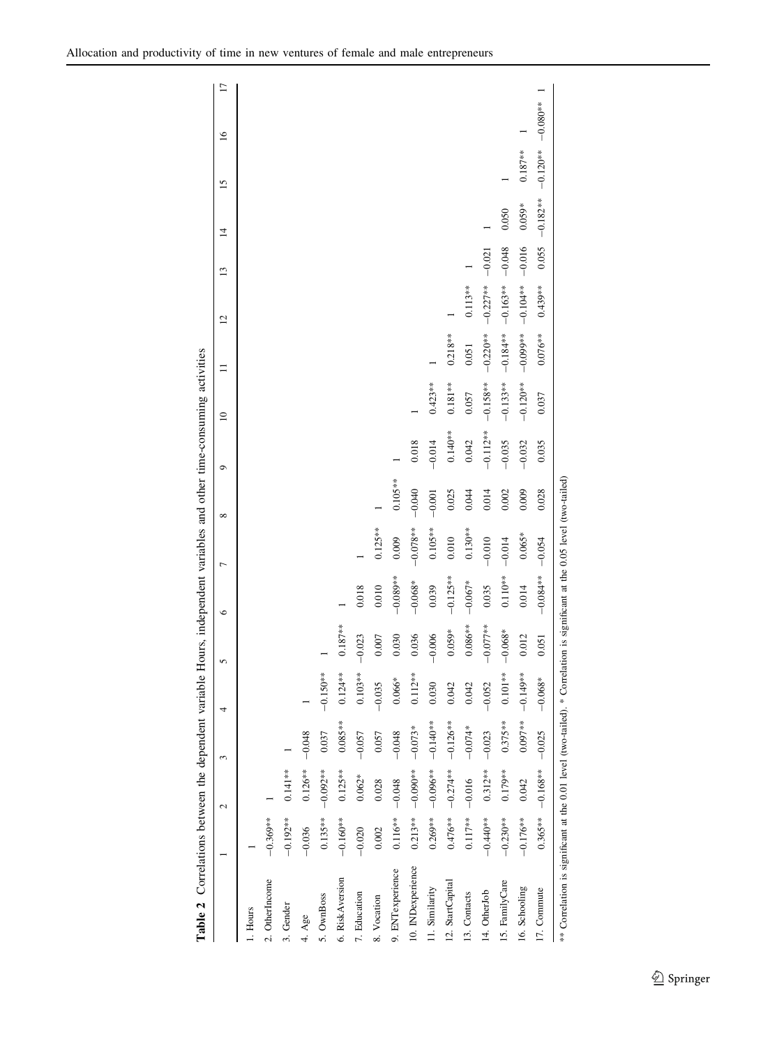**Table 2** Correlations between the dependent variable Hours, independent variables and other time-consuming activities

| | 1 | 2 | 3 | 4 | 5 | 6 | 7 | 8 | 9 | 10 | 11 | 12 | 13 | 14 | 15 | 16 | 17 |
|---|---|---|---|---|---|---|---|---|---|---|---|---|---|---|---|---|---|
| 1. Hours | 1 | | | | | | | | | | | | | | | | |
| 2. OtherIncome | −0.369** | 1 | | | | | | | | | | | | | | | |
| 3. Gender | −0.192** | 0.141** | 1 | | | | | | | | | | | | | | |
| 4. Age | −0.036 | 0.126** | −0.048 | 1 | | | | | | | | | | | | | |
| 5. OwnBoss | 0.135** | −0.092** | 0.037 | −0.150** | 1 | | | | | | | | | | | | |
| 6. RiskAversion | −0.160** | 0.125** | 0.085** | 0.124** | 0.187** | 1 | | | | | | | | | | | |
| 7. Education | −0.020 | 0.062* | −0.057 | 0.103** | −0.023 | 0.018 | 1 | | | | | | | | | | |
| 8. Vocation | 0.002 | 0.028 | 0.057 | −0.035 | 0.007 | 0.010 | 0.125** | 1 | | | | | | | | | |
| 9. ENTexperience | 0.116** | −0.048 | −0.048 | 0.066* | 0.030 | −0.089** | 0.009 | 0.105** | 1 | | | | | | | | |
| 10. INDexperience | 0.213** | −0.090** | −0.073* | 0.112** | 0.036 | −0.068* | −0.078** | −0.040 | 0.018 | 1 | | | | | | | |
| 11. Similarity | 0.269** | −0.096** | −0.140** | 0.030 | −0.006 | 0.039 | 0.105** | −0.001 | −0.014 | 0.423** | 1 | | | | | | |
| 12. StartCapital | 0.476** | −0.274** | −0.126** | 0.042 | 0.059* | −0.125** | 0.010 | 0.025 | 0.140** | 0.181** | 0.218** | 1 | | | | | |
| 13. Contacts | 0.117** | −0.016 | −0.074* | 0.042 | 0.086** | −0.067* | 0.130** | 0.044 | 0.042 | 0.057 | 0.051 | 0.113** | 1 | | | | |
| 14. OtherJob | −0.440** | 0.312** | −0.023 | −0.052 | −0.077** | 0.035 | −0.010 | 0.014 | −0.112** | −0.158** | −0.220** | −0.227** | −0.021 | 1 | | | |
| 15. FamilyCare | −0.230** | 0.179** | 0.375** | 0.101** | −0.068* | 0.110** | −0.014 | 0.002 | −0.035 | −0.133** | −0.184** | −0.163** | −0.048 | 0.050 | 1 | | |
| 16. Schooling | −0.176** | 0.042 | 0.097** | −0.149** | 0.012 | 0.014 | 0.065* | 0.009 | −0.032 | −0.120** | −0.099** | −0.104** | −0.016 | 0.059* | 0.187** | 1 | |
| 17. Commute | 0.365** | −0.168** | −0.025 | −0.068* | 0.051 | −0.084** | −0.054 | 0.028 | 0.035 | 0.037 | 0.076** | 0.439** | 0.055 | −0.182** | −0.120** | −0.080** | 1 |

** Correlation is significant at the 0.01 level (two-tailed). * Correlation is significant at the 0.05 level (two-tailed)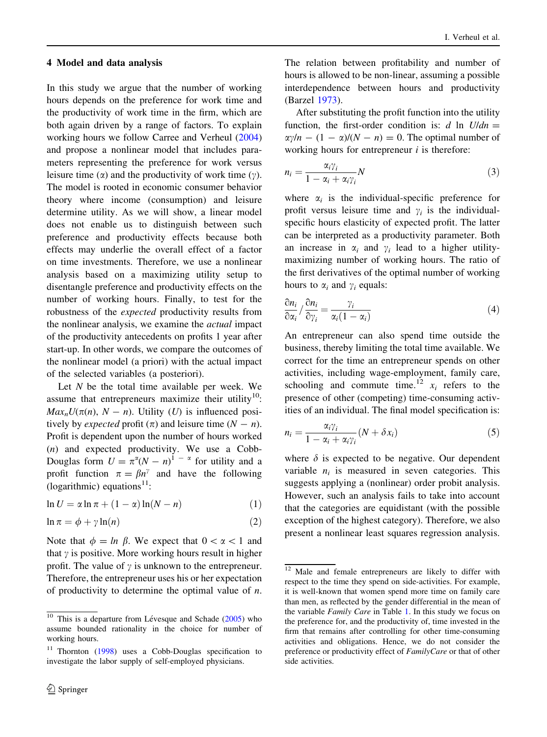## 4 Model and data analysis

In this study we argue that the number of working hours depends on the preference for work time and the productivity of work time in the firm, which are both again driven by a range of factors. To explain working hours we follow Carree and Verheul (2004) and propose a nonlinear model that includes parameters representing the preference for work versus leisure time ($\alpha$) and the productivity of work time ($\gamma$). The model is rooted in economic consumer behavior theory where income (consumption) and leisure determine utility. As we will show, a linear model does not enable us to distinguish between such preference and productivity effects because both effects may underlie the overall effect of a factor on time investments. Therefore, we use a nonlinear analysis based on a maximizing utility setup to disentangle preference and productivity effects on the number of working hours. Finally, to test for the robustness of the *expected* productivity results from the nonlinear analysis, we examine the *actual* impact of the productivity antecedents on profits 1 year after start-up. In other words, we compare the outcomes of the nonlinear model (a priori) with the actual impact of the selected variables (a posteriori).

Let $N$ be the total time available per week. We assume that entrepreneurs maximize their utility[10]: $Max_n U(\pi(n), N - n)$. Utility ($U$) is influenced positively by *expected* profit ($\pi$) and leisure time ($N - n$). Profit is dependent upon the number of hours worked ($n$) and expected productivity. We use a Cobb-Douglas form $U = \pi^{\alpha}(N - n)^{1-\alpha}$ for utility and a profit function $\pi = \beta n^{\gamma}$ and have the following (logarithmic) equations[11]:

$$\ln U = \alpha \ln \pi + (1 - \alpha)\ln(N - n) \quad (1)$$

$$\ln \pi = \phi + \gamma \ln(n) \quad (2)$$

Note that $\phi = \ln\ \beta$. We expect that $0 < \alpha < 1$ and that $\gamma$ is positive. More working hours result in higher profit. The value of $\gamma$ is unknown to the entrepreneur. Therefore, the entrepreneur uses his or her expectation of productivity to determine the optimal value of $n$. The relation between profitability and number of hours is allowed to be non-linear, assuming a possible interdependence between hours and productivity (Barzel 1973).

After substituting the profit function into the utility function, the first-order condition is: $d \ln U/dn = \alpha\gamma/n - (1 - \alpha)/(N - n) = 0$. The optimal number of working hours for entrepreneur $i$ is therefore:

$$n_i = \frac{\alpha_i \gamma_i}{1 - \alpha_i + \alpha_i \gamma_i} N \quad (3)$$

where $\alpha_i$ is the individual-specific preference for profit versus leisure time and $\gamma_i$ is the individual-specific hours elasticity of expected profit. The latter can be interpreted as a productivity parameter. Both an increase in $\alpha_i$ and $\gamma_i$ lead to a higher utility-maximizing number of working hours. The ratio of the first derivatives of the optimal number of working hours to $\alpha_i$ and $\gamma_i$ equals:

$$\frac{\partial n_i}{\partial \alpha_i} \Big/ \frac{\partial n_i}{\partial \gamma_i} = \frac{\gamma_i}{\alpha_i(1 - \alpha_i)} \quad (4)$$

An entrepreneur can also spend time outside the business, thereby limiting the total time available. We correct for the time an entrepreneur spends on other activities, including wage-employment, family care, schooling and commute time.[12] $x_i$ refers to the presence of other (competing) time-consuming activities of an individual. The final model specification is:

$$n_i = \frac{\alpha_i \gamma_i}{1 - \alpha_i + \alpha_i \gamma_i}(N + \delta x_i) \quad (5)$$

where $\delta$ is expected to be negative. Our dependent variable $n_i$ is measured in seven categories. This suggests applying a (nonlinear) order probit analysis. However, such an analysis fails to take into account that the categories are equidistant (with the possible exception of the highest category). Therefore, we also present a nonlinear least squares regression analysis.

---

[10] This is a departure from Lévesque and Schade (2005) who assume bounded rationality in the choice for number of working hours.

[11] Thornton (1998) uses a Cobb-Douglas specification to investigate the labor supply of self-employed physicians.

[12] Male and female entrepreneurs are likely to differ with respect to the time they spend on side-activities. For example, it is well-known that women spend more time on family care than men, as reflected by the gender differential in the mean of the variable *Family Care* in Table 1. In this study we focus on the preference for, and the productivity of, time invested in the firm that remains after controlling for other time-consuming activities and obligations. Hence, we do not consider the preference or productivity effect of *FamilyCare* or that of other side activities.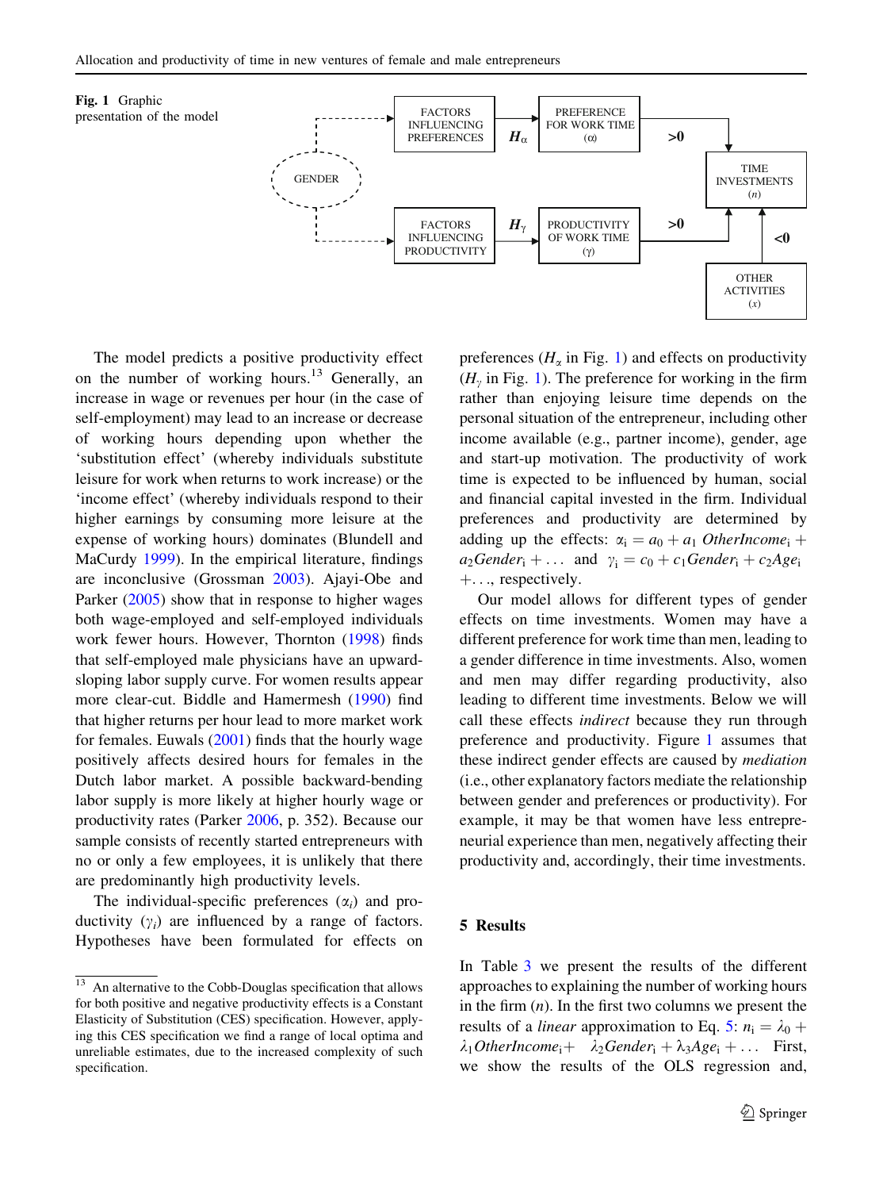**Fig. 1** Graphic presentation of the model

The model predicts a positive productivity effect on the number of working hours.[13] Generally, an increase in wage or revenues per hour (in the case of self-employment) may lead to an increase or decrease of working hours depending upon whether the 'substitution effect' (whereby individuals substitute leisure for work when returns to work increase) or the 'income effect' (whereby individuals respond to their higher earnings by consuming more leisure at the expense of working hours) dominates (Blundell and MaCurdy 1999). In the empirical literature, findings are inconclusive (Grossman 2003). Ajayi-Obe and Parker (2005) show that in response to higher wages both wage-employed and self-employed individuals work fewer hours. However, Thornton (1998) finds that self-employed male physicians have an upward-sloping labor supply curve. For women results appear more clear-cut. Biddle and Hamermesh (1990) find that higher returns per hour lead to more market work for females. Euwals (2001) finds that the hourly wage positively affects desired hours for females in the Dutch labor market. A possible backward-bending labor supply is more likely at higher hourly wage or productivity rates (Parker 2006, p. 352). Because our sample consists of recently started entrepreneurs with no or only a few employees, it is unlikely that there are predominantly high productivity levels.

The individual-specific preferences ($\alpha_i$) and productivity ($\gamma_i$) are influenced by a range of factors. Hypotheses have been formulated for effects on preferences ($H_\alpha$ in Fig. 1) and effects on productivity ($H_\gamma$ in Fig. 1). The preference for working in the firm rather than enjoying leisure time depends on the personal situation of the entrepreneur, including other income available (e.g., partner income), gender, age and start-up motivation. The productivity of work time is expected to be influenced by human, social and financial capital invested in the firm. Individual preferences and productivity are determined by adding up the effects: $\alpha_i = a_0 + a_1\,OtherIncome_i + a_2 Gender_i + \ldots$ and $\gamma_i = c_0 + c_1 Gender_i + c_2 Age_i + \ldots$, respectively.

Our model allows for different types of gender effects on time investments. Women may have a different preference for work time than men, leading to a gender difference in time investments. Also, women and men may differ regarding productivity, also leading to different time investments. Below we will call these effects *indirect* because they run through preference and productivity. Figure 1 assumes that these indirect gender effects are caused by *mediation* (i.e., other explanatory factors mediate the relationship between gender and preferences or productivity). For example, it may be that women have less entrepreneurial experience than men, negatively affecting their productivity and, accordingly, their time investments.

## 5 Results

In Table 3 we present the results of the different approaches to explaining the number of working hours in the firm ($n$). In the first two columns we present the results of a *linear* approximation to Eq. 5: $n_i = \lambda_0 + \lambda_1 OtherIncome_i + \lambda_2 Gender_i + \lambda_3 Age_i + \ldots$ First, we show the results of the OLS regression and,

[13] An alternative to the Cobb-Douglas specification that allows for both positive and negative productivity effects is a Constant Elasticity of Substitution (CES) specification. However, applying this CES specification we find a range of local optima and unreliable estimates, due to the increased complexity of such specification.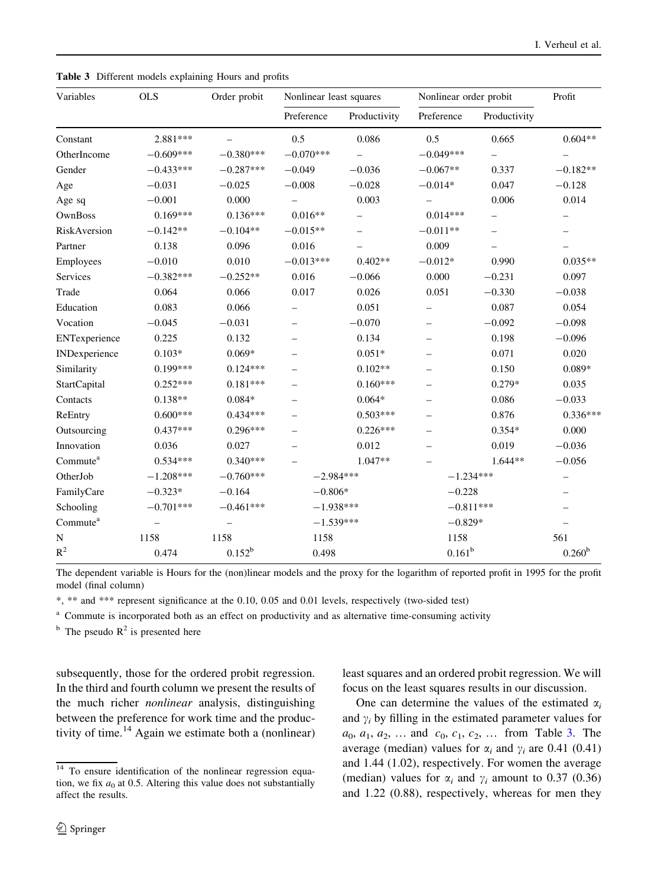**Table 3** Different models explaining Hours and profits

| Variables | OLS | Order probit | Nonlinear least squares | | Nonlinear order probit | | Profit |
|---|---|---|---|---|---|---|---|
| | | | Preference | Productivity | Preference | Productivity | |
| Constant | 2.881*** | – | 0.5 | 0.086 | 0.5 | 0.665 | 0.604** |
| OtherIncome | −0.609*** | −0.380*** | −0.070*** | – | −0.049*** | – | – |
| Gender | −0.433*** | −0.287*** | −0.049 | −0.036 | −0.067** | 0.337 | −0.182** |
| Age | −0.031 | −0.025 | −0.008 | −0.028 | −0.014* | 0.047 | −0.128 |
| Age sq | −0.001 | 0.000 | – | 0.003 | – | 0.006 | 0.014 |
| OwnBoss | 0.169*** | 0.136*** | 0.016** | – | 0.014*** | – | – |
| RiskAversion | −0.142** | −0.104** | −0.015** | – | −0.011** | – | – |
| Partner | 0.138 | 0.096 | 0.016 | – | 0.009 | – | – |
| Employees | −0.010 | 0.010 | −0.013*** | 0.402** | −0.012* | 0.990 | 0.035** |
| Services | −0.382*** | −0.252** | 0.016 | −0.066 | 0.000 | −0.231 | 0.097 |
| Trade | 0.064 | 0.066 | 0.017 | 0.026 | 0.051 | −0.330 | −0.038 |
| Education | 0.083 | 0.066 | – | 0.051 | – | 0.087 | 0.054 |
| Vocation | −0.045 | −0.031 | – | −0.070 | – | −0.092 | −0.098 |
| ENTexperience | 0.225 | 0.132 | – | 0.134 | – | 0.198 | −0.096 |
| INDexperience | 0.103* | 0.069* | – | 0.051* | – | 0.071 | 0.020 |
| Similarity | 0.199*** | 0.124*** | – | 0.102** | – | 0.150 | 0.089* |
| StartCapital | 0.252*** | 0.181*** | – | 0.160*** | – | 0.279* | 0.035 |
| Contacts | 0.138** | 0.084* | – | 0.064* | – | 0.086 | −0.033 |
| ReEntry | 0.600*** | 0.434*** | – | 0.503*** | – | 0.876 | 0.336*** |
| Outsourcing | 0.437*** | 0.296*** | – | 0.226*** | – | 0.354* | 0.000 |
| Innovation | 0.036 | 0.027 | – | 0.012 | – | 0.019 | −0.036 |
| Commute[a] | 0.534*** | 0.340*** | – | 1.047** | – | 1.644** | −0.056 |
| OtherJob | −1.208*** | −0.760*** | −2.984*** | | −1.234*** | | – |
| FamilyCare | −0.323* | −0.164 | −0.806* | | −0.228 | | – |
| Schooling | −0.701*** | −0.461*** | −1.938*** | | −0.811*** | | – |
| Commute[a] | – | – | −1.539*** | | −0.829* | | – |
| N | 1158 | 1158 | 1158 | | 1158 | | 561 |
| $R^2$ | 0.474 | 0.152[b] | 0.498 | | 0.161[b] | | 0.260[b] |

The dependent variable is Hours for the (non)linear models and the proxy for the logarithm of reported profit in 1995 for the profit model (final column)

*, ** and *** represent significance at the 0.10, 0.05 and 0.01 levels, respectively (two-sided test)

[a] Commute is incorporated both as an effect on productivity and as alternative time-consuming activity

[b] The pseudo $R^2$ is presented here

subsequently, those for the ordered probit regression. In the third and fourth column we present the results of the much richer *nonlinear* analysis, distinguishing between the preference for work time and the productivity of time.[14] Again we estimate both a (nonlinear) least squares and an ordered probit regression. We will focus on the least squares results in our discussion.

One can determine the values of the estimated $\alpha_i$ and $\gamma_i$ by filling in the estimated parameter values for $a_0$, $a_1$, $a_2$, … and $c_0$, $c_1$, $c_2$, … from Table 3. The average (median) values for $\alpha_i$ and $\gamma_i$ are 0.41 (0.41) and 1.44 (1.02), respectively. For women the average (median) values for $\alpha_i$ and $\gamma_i$ amount to 0.37 (0.36) and 1.22 (0.88), respectively, whereas for men they

[14] To ensure identification of the nonlinear regression equation, we fix $a_0$ at 0.5. Altering this value does not substantially affect the results.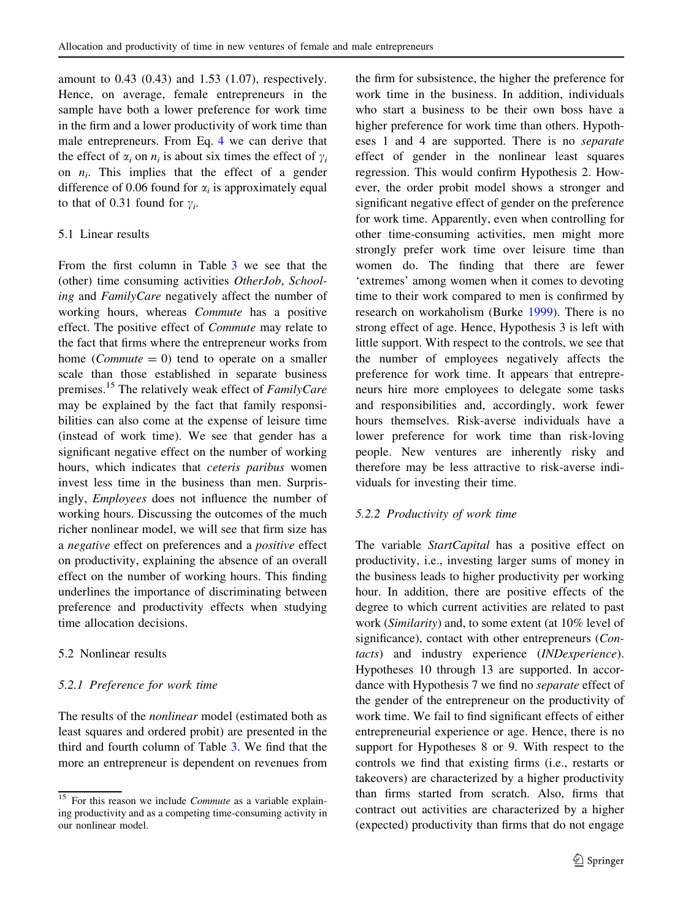amount to 0.43 (0.43) and 1.53 (1.07), respectively. Hence, on average, female entrepreneurs in the sample have both a lower preference for work time in the firm and a lower productivity of work time than male entrepreneurs. From Eq. 4 we can derive that the effect of $\alpha_i$ on $n_i$ is about six times the effect of $\gamma_i$ on $n_i$. This implies that the effect of a gender difference of 0.06 found for $\alpha_i$ is approximately equal to that of 0.31 found for $\gamma_i$.

## 5.1 Linear results

From the first column in Table 3 we see that the (other) time consuming activities *OtherJob*, *Schooling* and *FamilyCare* negatively affect the number of working hours, whereas *Commute* has a positive effect. The positive effect of *Commute* may relate to the fact that firms where the entrepreneur works from home (*Commute* $= 0$) tend to operate on a smaller scale than those established in separate business premises.[15] The relatively weak effect of *FamilyCare* may be explained by the fact that family responsibilities can also come at the expense of leisure time (instead of work time). We see that gender has a significant negative effect on the number of working hours, which indicates that *ceteris paribus* women invest less time in the business than men. Surprisingly, *Employees* does not influence the number of working hours. Discussing the outcomes of the much richer nonlinear model, we will see that firm size has a *negative* effect on preferences and a *positive* effect on productivity, explaining the absence of an overall effect on the number of working hours. This finding underlines the importance of discriminating between preference and productivity effects when studying time allocation decisions.

## 5.2 Nonlinear results

### 5.2.1 Preference for work time

The results of the *nonlinear* model (estimated both as least squares and ordered probit) are presented in the third and fourth column of Table 3. We find that the more an entrepreneur is dependent on revenues from the firm for subsistence, the higher the preference for work time in the business. In addition, individuals who start a business to be their own boss have a higher preference for work time than others. Hypotheses 1 and 4 are supported. There is no *separate* effect of gender in the nonlinear least squares regression. This would confirm Hypothesis 2. However, the order probit model shows a stronger and significant negative effect of gender on the preference for work time. Apparently, even when controlling for other time-consuming activities, men might more strongly prefer work time over leisure time than women do. The finding that there are fewer 'extremes' among women when it comes to devoting time to their work compared to men is confirmed by research on workaholism (Burke 1999). There is no strong effect of age. Hence, Hypothesis 3 is left with little support. With respect to the controls, we see that the number of employees negatively affects the preference for work time. It appears that entrepreneurs hire more employees to delegate some tasks and responsibilities and, accordingly, work fewer hours themselves. Risk-averse individuals have a lower preference for work time than risk-loving people. New ventures are inherently risky and therefore may be less attractive to risk-averse individuals for investing their time.

### 5.2.2 Productivity of work time

The variable *StartCapital* has a positive effect on productivity, i.e., investing larger sums of money in the business leads to higher productivity per working hour. In addition, there are positive effects of the degree to which current activities are related to past work (*Similarity*) and, to some extent (at 10% level of significance), contact with other entrepreneurs (*Contacts*) and industry experience (*INDexperience*). Hypotheses 10 through 13 are supported. In accordance with Hypothesis 7 we find no *separate* effect of the gender of the entrepreneur on the productivity of work time. We fail to find significant effects of either entrepreneurial experience or age. Hence, there is no support for Hypotheses 8 or 9. With respect to the controls we find that existing firms (i.e., restarts or takeovers) are characterized by a higher productivity than firms started from scratch. Also, firms that contract out activities are characterized by a higher (expected) productivity than firms that do not engage

---

[15] For this reason we include *Commute* as a variable explaining productivity and as a competing time-consuming activity in our nonlinear model.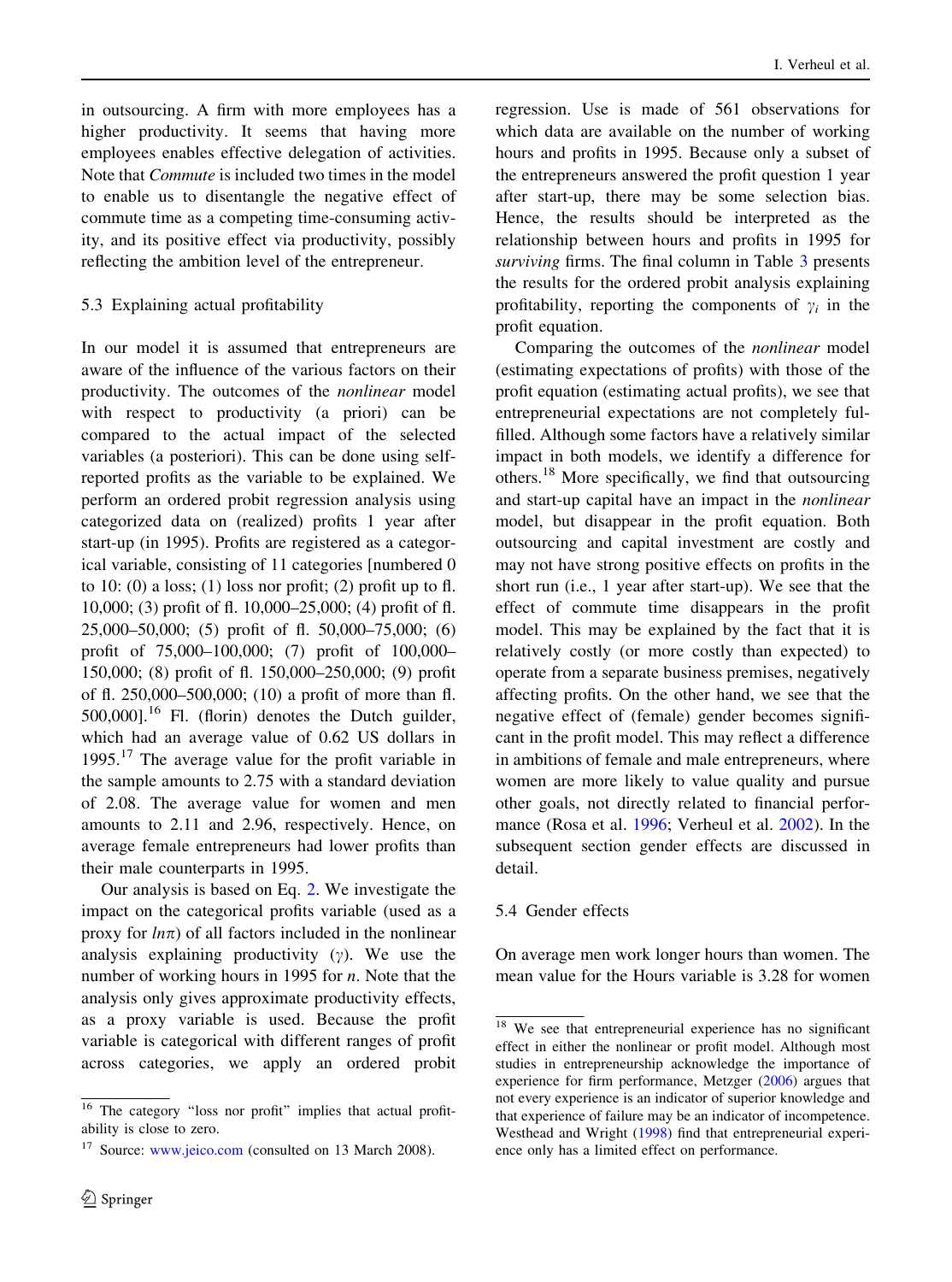in outsourcing. A firm with more employees has a higher productivity. It seems that having more employees enables effective delegation of activities. Note that *Commute* is included two times in the model to enable us to disentangle the negative effect of commute time as a competing time-consuming activity, and its positive effect via productivity, possibly reflecting the ambition level of the entrepreneur.

### 5.3 Explaining actual profitability

In our model it is assumed that entrepreneurs are aware of the influence of the various factors on their productivity. The outcomes of the *nonlinear* model with respect to productivity (a priori) can be compared to the actual impact of the selected variables (a posteriori). This can be done using self-reported profits as the variable to be explained. We perform an ordered probit regression analysis using categorized data on (realized) profits 1 year after start-up (in 1995). Profits are registered as a categorical variable, consisting of 11 categories [numbered 0 to 10: (0) a loss; (1) loss nor profit; (2) profit up to fl. 10,000; (3) profit of fl. 10,000–25,000; (4) profit of fl. 25,000–50,000; (5) profit of fl. 50,000–75,000; (6) profit of 75,000–100,000; (7) profit of 100,000–150,000; (8) profit of fl. 150,000–250,000; (9) profit of fl. 250,000–500,000; (10) a profit of more than fl. 500,000].[16] Fl. (florin) denotes the Dutch guilder, which had an average value of 0.62 US dollars in 1995.[17] The average value for the profit variable in the sample amounts to 2.75 with a standard deviation of 2.08. The average value for women and men amounts to 2.11 and 2.96, respectively. Hence, on average female entrepreneurs had lower profits than their male counterparts in 1995.

Our analysis is based on Eq. 2. We investigate the impact on the categorical profits variable (used as a proxy for $ln\pi$) of all factors included in the nonlinear analysis explaining productivity ($\gamma$). We use the number of working hours in 1995 for $n$. Note that the analysis only gives approximate productivity effects, as a proxy variable is used. Because the profit variable is categorical with different ranges of profit across categories, we apply an ordered probit regression. Use is made of 561 observations for which data are available on the number of working hours and profits in 1995. Because only a subset of the entrepreneurs answered the profit question 1 year after start-up, there may be some selection bias. Hence, the results should be interpreted as the relationship between hours and profits in 1995 for *surviving* firms. The final column in Table 3 presents the results for the ordered probit analysis explaining profitability, reporting the components of $\gamma_i$ in the profit equation.

Comparing the outcomes of the *nonlinear* model (estimating expectations of profits) with those of the profit equation (estimating actual profits), we see that entrepreneurial expectations are not completely fulfilled. Although some factors have a relatively similar impact in both models, we identify a difference for others.[18] More specifically, we find that outsourcing and start-up capital have an impact in the *nonlinear* model, but disappear in the profit equation. Both outsourcing and capital investment are costly and may not have strong positive effects on profits in the short run (i.e., 1 year after start-up). We see that the effect of commute time disappears in the profit model. This may be explained by the fact that it is relatively costly (or more costly than expected) to operate from a separate business premises, negatively affecting profits. On the other hand, we see that the negative effect of (female) gender becomes significant in the profit model. This may reflect a difference in ambitions of female and male entrepreneurs, where women are more likely to value quality and pursue other goals, not directly related to financial performance (Rosa et al. 1996; Verheul et al. 2002). In the subsequent section gender effects are discussed in detail.

### 5.4 Gender effects

On average men work longer hours than women. The mean value for the Hours variable is 3.28 for women

[16] The category "loss nor profit" implies that actual profitability is close to zero.

[17] Source: www.jeico.com (consulted on 13 March 2008).

[18] We see that entrepreneurial experience has no significant effect in either the nonlinear or profit model. Although most studies in entrepreneurship acknowledge the importance of experience for firm performance, Metzger (2006) argues that not every experience is an indicator of superior knowledge and that experience of failure may be an indicator of incompetence. Westhead and Wright (1998) find that entrepreneurial experience only has a limited effect on performance.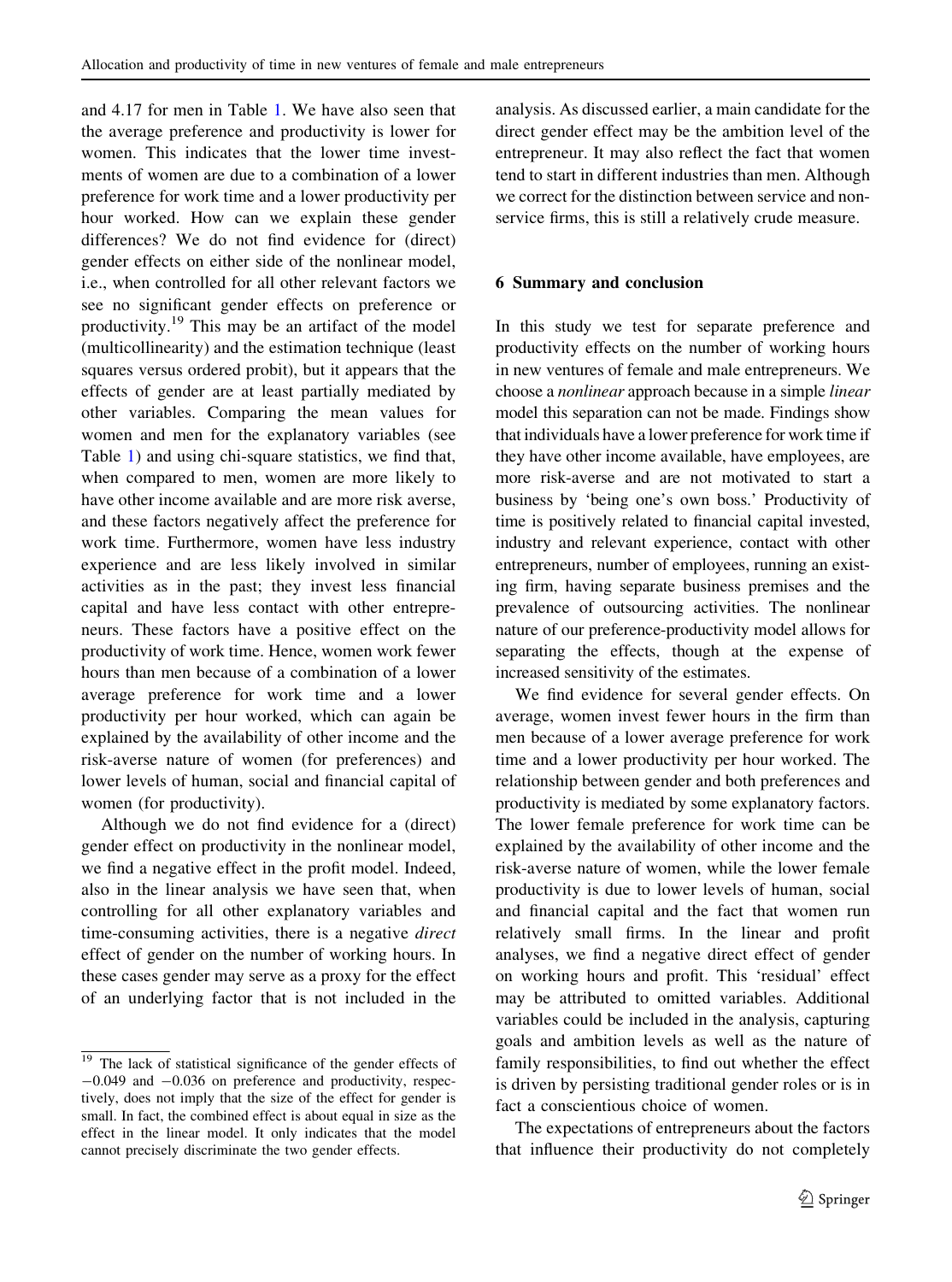and 4.17 for men in Table 1. We have also seen that the average preference and productivity is lower for women. This indicates that the lower time investments of women are due to a combination of a lower preference for work time and a lower productivity per hour worked. How can we explain these gender differences? We do not find evidence for (direct) gender effects on either side of the nonlinear model, i.e., when controlled for all other relevant factors we see no significant gender effects on preference or productivity.[19] This may be an artifact of the model (multicollinearity) and the estimation technique (least squares versus ordered probit), but it appears that the effects of gender are at least partially mediated by other variables. Comparing the mean values for women and men for the explanatory variables (see Table 1) and using chi-square statistics, we find that, when compared to men, women are more likely to have other income available and are more risk averse, and these factors negatively affect the preference for work time. Furthermore, women have less industry experience and are less likely involved in similar activities as in the past; they invest less financial capital and have less contact with other entrepreneurs. These factors have a positive effect on the productivity of work time. Hence, women work fewer hours than men because of a combination of a lower average preference for work time and a lower productivity per hour worked, which can again be explained by the availability of other income and the risk-averse nature of women (for preferences) and lower levels of human, social and financial capital of women (for productivity).

Although we do not find evidence for a (direct) gender effect on productivity in the nonlinear model, we find a negative effect in the profit model. Indeed, also in the linear analysis we have seen that, when controlling for all other explanatory variables and time-consuming activities, there is a negative *direct* effect of gender on the number of working hours. In these cases gender may serve as a proxy for the effect of an underlying factor that is not included in the analysis. As discussed earlier, a main candidate for the direct gender effect may be the ambition level of the entrepreneur. It may also reflect the fact that women tend to start in different industries than men. Although we correct for the distinction between service and non-service firms, this is still a relatively crude measure.

## 6 Summary and conclusion

In this study we test for separate preference and productivity effects on the number of working hours in new ventures of female and male entrepreneurs. We choose a *nonlinear* approach because in a simple *linear* model this separation can not be made. Findings show that individuals have a lower preference for work time if they have other income available, have employees, are more risk-averse and are not motivated to start a business by 'being one's own boss.' Productivity of time is positively related to financial capital invested, industry and relevant experience, contact with other entrepreneurs, number of employees, running an existing firm, having separate business premises and the prevalence of outsourcing activities. The nonlinear nature of our preference-productivity model allows for separating the effects, though at the expense of increased sensitivity of the estimates.

We find evidence for several gender effects. On average, women invest fewer hours in the firm than men because of a lower average preference for work time and a lower productivity per hour worked. The relationship between gender and both preferences and productivity is mediated by some explanatory factors. The lower female preference for work time can be explained by the availability of other income and the risk-averse nature of women, while the lower female productivity is due to lower levels of human, social and financial capital and the fact that women run relatively small firms. In the linear and profit analyses, we find a negative direct effect of gender on working hours and profit. This 'residual' effect may be attributed to omitted variables. Additional variables could be included in the analysis, capturing goals and ambition levels as well as the nature of family responsibilities, to find out whether the effect is driven by persisting traditional gender roles or is in fact a conscientious choice of women.

The expectations of entrepreneurs about the factors that influence their productivity do not completely

---

[19] The lack of statistical significance of the gender effects of −0.049 and −0.036 on preference and productivity, respectively, does not imply that the size of the effect for gender is small. In fact, the combined effect is about equal in size as the effect in the linear model. It only indicates that the model cannot precisely discriminate the two gender effects.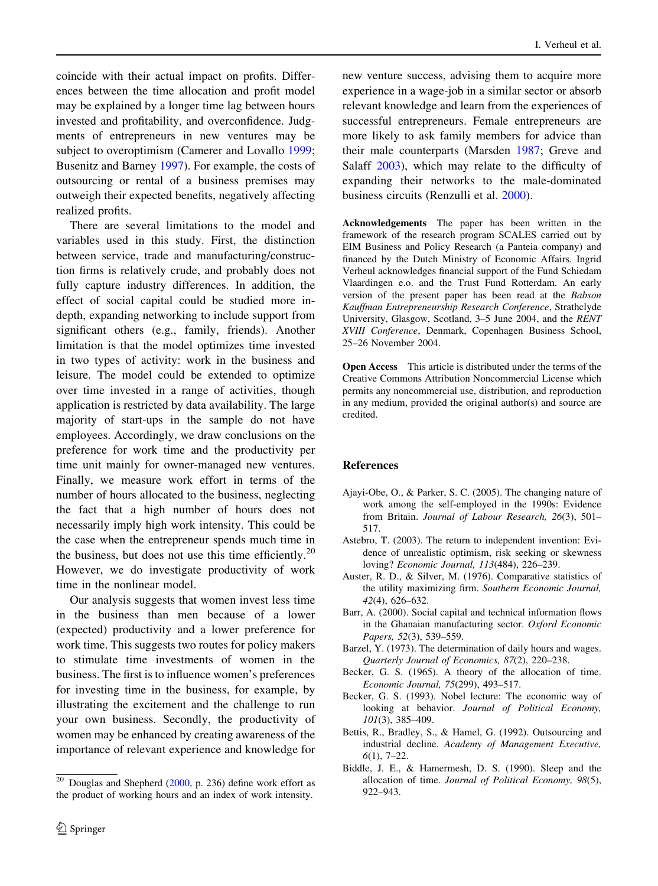coincide with their actual impact on profits. Differences between the time allocation and profit model may be explained by a longer time lag between hours invested and profitability, and overconfidence. Judgments of entrepreneurs in new ventures may be subject to overoptimism (Camerer and Lovallo 1999; Busenitz and Barney 1997). For example, the costs of outsourcing or rental of a business premises may outweigh their expected benefits, negatively affecting realized profits.

There are several limitations to the model and variables used in this study. First, the distinction between service, trade and manufacturing/construction firms is relatively crude, and probably does not fully capture industry differences. In addition, the effect of social capital could be studied more in-depth, expanding networking to include support from significant others (e.g., family, friends). Another limitation is that the model optimizes time invested in two types of activity: work in the business and leisure. The model could be extended to optimize over time invested in a range of activities, though application is restricted by data availability. The large majority of start-ups in the sample do not have employees. Accordingly, we draw conclusions on the preference for work time and the productivity per time unit mainly for owner-managed new ventures. Finally, we measure work effort in terms of the number of hours allocated to the business, neglecting the fact that a high number of hours does not necessarily imply high work intensity. This could be the case when the entrepreneur spends much time in the business, but does not use this time efficiently.[20] However, we do investigate productivity of work time in the nonlinear model.

Our analysis suggests that women invest less time in the business than men because of a lower (expected) productivity and a lower preference for work time. This suggests two routes for policy makers to stimulate time investments of women in the business. The first is to influence women's preferences for investing time in the business, for example, by illustrating the excitement and the challenge to run your own business. Secondly, the productivity of women may be enhanced by creating awareness of the importance of relevant experience and knowledge for new venture success, advising them to acquire more experience in a wage-job in a similar sector or absorb relevant knowledge and learn from the experiences of successful entrepreneurs. Female entrepreneurs are more likely to ask family members for advice than their male counterparts (Marsden 1987; Greve and Salaff 2003), which may relate to the difficulty of expanding their networks to the male-dominated business circuits (Renzulli et al. 2000).

[20] Douglas and Shepherd (2000, p. 236) define work effort as the product of working hours and an index of work intensity.

**Acknowledgements** The paper has been written in the framework of the research program SCALES carried out by EIM Business and Policy Research (a Panteia company) and financed by the Dutch Ministry of Economic Affairs. Ingrid Verheul acknowledges financial support of the Fund Schiedam Vlaardingen e.o. and the Trust Fund Rotterdam. An early version of the present paper has been read at the *Babson Kauffman Entrepreneurship Research Conference*, Strathclyde University, Glasgow, Scotland, 3–5 June 2004, and the *RENT XVIII Conference*, Denmark, Copenhagen Business School, 25–26 November 2004.

**Open Access** This article is distributed under the terms of the Creative Commons Attribution Noncommercial License which permits any noncommercial use, distribution, and reproduction in any medium, provided the original author(s) and source are credited.

## References

- Ajayi-Obe, O., & Parker, S. C. (2005). The changing nature of work among the self-employed in the 1990s: Evidence from Britain. *Journal of Labour Research, 26*(3), 501–517.
- Astebro, T. (2003). The return to independent invention: Evidence of unrealistic optimism, risk seeking or skewness loving? *Economic Journal, 113*(484), 226–239.
- Auster, R. D., & Silver, M. (1976). Comparative statistics of the utility maximizing firm. *Southern Economic Journal, 42*(4), 626–632.
- Barr, A. (2000). Social capital and technical information flows in the Ghanaian manufacturing sector. *Oxford Economic Papers, 52*(3), 539–559.
- Barzel, Y. (1973). The determination of daily hours and wages. *Quarterly Journal of Economics, 87*(2), 220–238.
- Becker, G. S. (1965). A theory of the allocation of time. *Economic Journal, 75*(299), 493–517.
- Becker, G. S. (1993). Nobel lecture: The economic way of looking at behavior. *Journal of Political Economy, 101*(3), 385–409.
- Bettis, R., Bradley, S., & Hamel, G. (1992). Outsourcing and industrial decline. *Academy of Management Executive, 6*(1), 7–22.
- Biddle, J. E., & Hamermesh, D. S. (1990). Sleep and the allocation of time. *Journal of Political Economy, 98*(5), 922–943.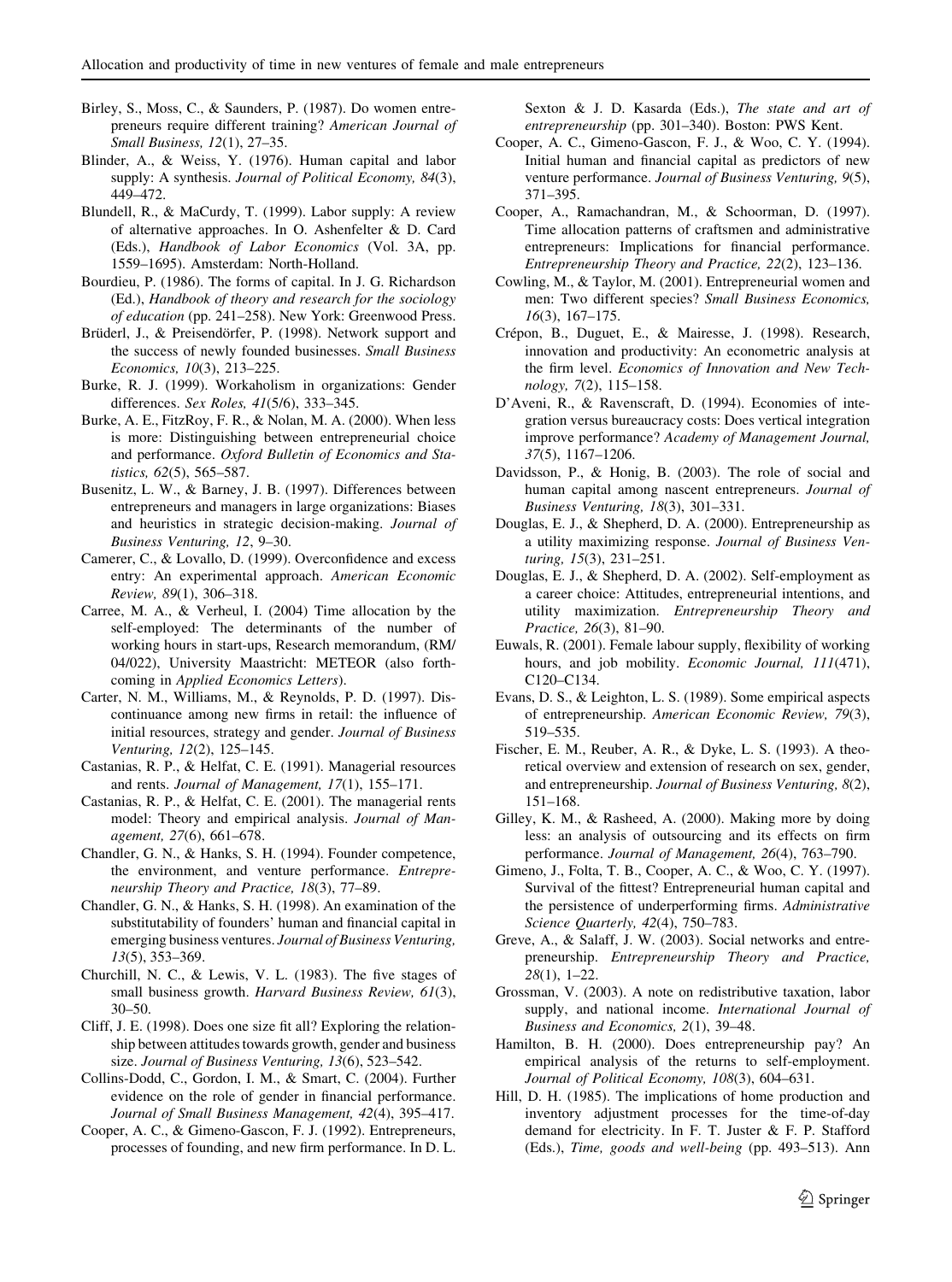Birley, S., Moss, C., & Saunders, P. (1987). Do women entrepreneurs require different training? *American Journal of Small Business, 12*(1), 27–35.

Blinder, A., & Weiss, Y. (1976). Human capital and labor supply: A synthesis. *Journal of Political Economy, 84*(3), 449–472.

Blundell, R., & MaCurdy, T. (1999). Labor supply: A review of alternative approaches. In O. Ashenfelter & D. Card (Eds.), *Handbook of Labor Economics* (Vol. 3A, pp. 1559–1695). Amsterdam: North-Holland.

Bourdieu, P. (1986). The forms of capital. In J. G. Richardson (Ed.), *Handbook of theory and research for the sociology of education* (pp. 241–258). New York: Greenwood Press.

Brüderl, J., & Preisendörfer, P. (1998). Network support and the success of newly founded businesses. *Small Business Economics, 10*(3), 213–225.

Burke, R. J. (1999). Workaholism in organizations: Gender differences. *Sex Roles, 41*(5/6), 333–345.

Burke, A. E., FitzRoy, F. R., & Nolan, M. A. (2000). When less is more: Distinguishing between entrepreneurial choice and performance. *Oxford Bulletin of Economics and Statistics, 62*(5), 565–587.

Busenitz, L. W., & Barney, J. B. (1997). Differences between entrepreneurs and managers in large organizations: Biases and heuristics in strategic decision-making. *Journal of Business Venturing, 12*, 9–30.

Camerer, C., & Lovallo, D. (1999). Overconfidence and excess entry: An experimental approach. *American Economic Review, 89*(1), 306–318.

Carree, M. A., & Verheul, I. (2004) Time allocation by the self-employed: The determinants of the number of working hours in start-ups, Research memorandum, (RM/04/022), University Maastricht: METEOR (also forthcoming in *Applied Economics Letters*).

Carter, N. M., Williams, M., & Reynolds, P. D. (1997). Discontinuance among new firms in retail: the influence of initial resources, strategy and gender. *Journal of Business Venturing, 12*(2), 125–145.

Castanias, R. P., & Helfat, C. E. (1991). Managerial resources and rents. *Journal of Management, 17*(1), 155–171.

Castanias, R. P., & Helfat, C. E. (2001). The managerial rents model: Theory and empirical analysis. *Journal of Management, 27*(6), 661–678.

Chandler, G. N., & Hanks, S. H. (1994). Founder competence, the environment, and venture performance. *Entrepreneurship Theory and Practice, 18*(3), 77–89.

Chandler, G. N., & Hanks, S. H. (1998). An examination of the substitutability of founders' human and financial capital in emerging business ventures. *Journal of Business Venturing, 13*(5), 353–369.

Churchill, N. C., & Lewis, V. L. (1983). The five stages of small business growth. *Harvard Business Review, 61*(3), 30–50.

Cliff, J. E. (1998). Does one size fit all? Exploring the relationship between attitudes towards growth, gender and business size. *Journal of Business Venturing, 13*(6), 523–542.

Collins-Dodd, C., Gordon, I. M., & Smart, C. (2004). Further evidence on the role of gender in financial performance. *Journal of Small Business Management, 42*(4), 395–417.

Cooper, A. C., & Gimeno-Gascon, F. J. (1992). Entrepreneurs, processes of founding, and new firm performance. In D. L. Sexton & J. D. Kasarda (Eds.), *The state and art of entrepreneurship* (pp. 301–340). Boston: PWS Kent.

Cooper, A. C., Gimeno-Gascon, F. J., & Woo, C. Y. (1994). Initial human and financial capital as predictors of new venture performance. *Journal of Business Venturing, 9*(5), 371–395.

Cooper, A., Ramachandran, M., & Schoorman, D. (1997). Time allocation patterns of craftsmen and administrative entrepreneurs: Implications for financial performance. *Entrepreneurship Theory and Practice, 22*(2), 123–136.

Cowling, M., & Taylor, M. (2001). Entrepreneurial women and men: Two different species? *Small Business Economics, 16*(3), 167–175.

Crépon, B., Duguet, E., & Mairesse, J. (1998). Research, innovation and productivity: An econometric analysis at the firm level. *Economics of Innovation and New Technology, 7*(2), 115–158.

D'Aveni, R., & Ravenscraft, D. (1994). Economies of integration versus bureaucracy costs: Does vertical integration improve performance? *Academy of Management Journal, 37*(5), 1167–1206.

Davidsson, P., & Honig, B. (2003). The role of social and human capital among nascent entrepreneurs. *Journal of Business Venturing, 18*(3), 301–331.

Douglas, E. J., & Shepherd, D. A. (2000). Entrepreneurship as a utility maximizing response. *Journal of Business Venturing, 15*(3), 231–251.

Douglas, E. J., & Shepherd, D. A. (2002). Self-employment as a career choice: Attitudes, entrepreneurial intentions, and utility maximization. *Entrepreneurship Theory and Practice, 26*(3), 81–90.

Euwals, R. (2001). Female labour supply, flexibility of working hours, and job mobility. *Economic Journal, 111*(471), C120–C134.

Evans, D. S., & Leighton, L. S. (1989). Some empirical aspects of entrepreneurship. *American Economic Review, 79*(3), 519–535.

Fischer, E. M., Reuber, A. R., & Dyke, L. S. (1993). A theoretical overview and extension of research on sex, gender, and entrepreneurship. *Journal of Business Venturing, 8*(2), 151–168.

Gilley, K. M., & Rasheed, A. (2000). Making more by doing less: an analysis of outsourcing and its effects on firm performance. *Journal of Management, 26*(4), 763–790.

Gimeno, J., Folta, T. B., Cooper, A. C., & Woo, C. Y. (1997). Survival of the fittest? Entrepreneurial human capital and the persistence of underperforming firms. *Administrative Science Quarterly, 42*(4), 750–783.

Greve, A., & Salaff, J. W. (2003). Social networks and entrepreneurship. *Entrepreneurship Theory and Practice, 28*(1), 1–22.

Grossman, V. (2003). A note on redistributive taxation, labor supply, and national income. *International Journal of Business and Economics, 2*(1), 39–48.

Hamilton, B. H. (2000). Does entrepreneurship pay? An empirical analysis of the returns to self-employment. *Journal of Political Economy, 108*(3), 604–631.

Hill, D. H. (1985). The implications of home production and inventory adjustment processes for the time-of-day demand for electricity. In F. T. Juster & F. P. Stafford (Eds.), *Time, goods and well-being* (pp. 493–513). Ann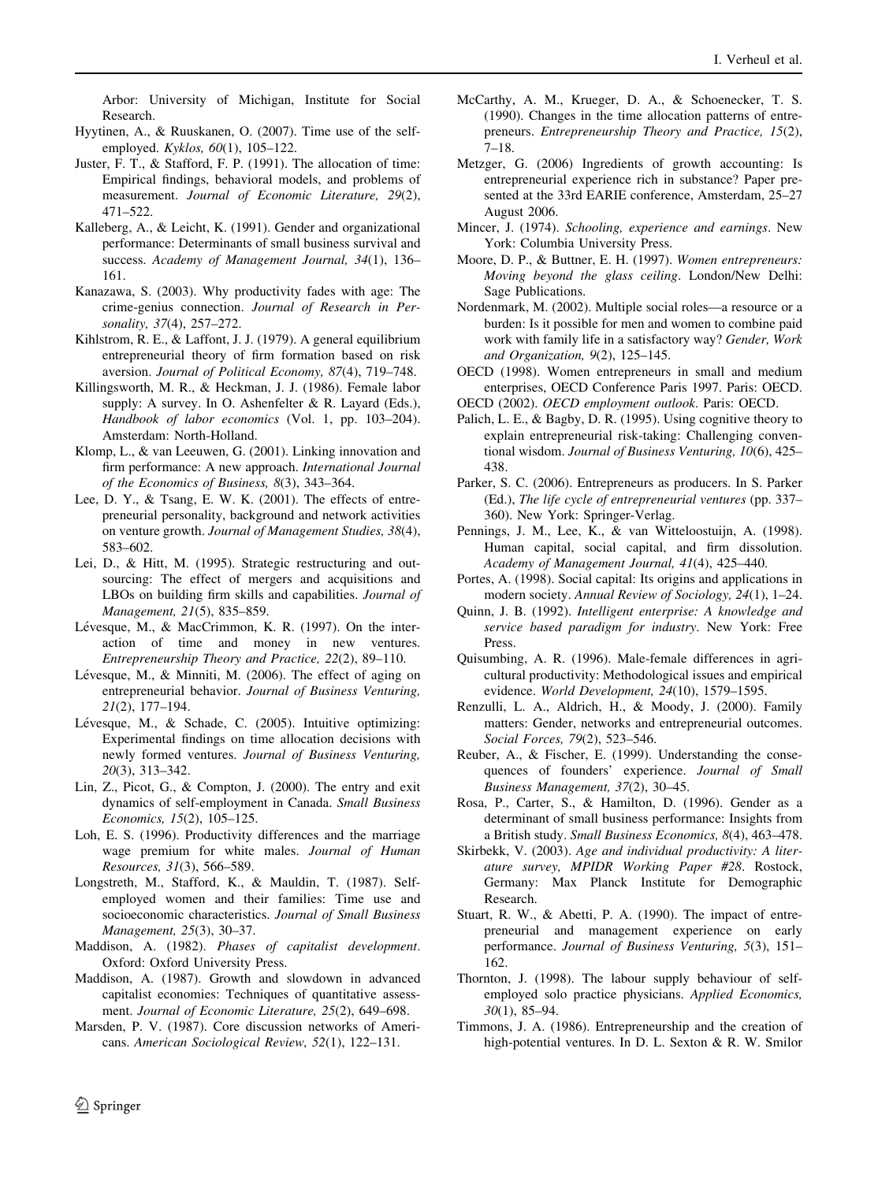Arbor: University of Michigan, Institute for Social Research.

Hyytinen, A., & Ruuskanen, O. (2007). Time use of the self-employed. *Kyklos, 60*(1), 105–122.

Juster, F. T., & Stafford, F. P. (1991). The allocation of time: Empirical findings, behavioral models, and problems of measurement. *Journal of Economic Literature, 29*(2), 471–522.

Kalleberg, A., & Leicht, K. (1991). Gender and organizational performance: Determinants of small business survival and success. *Academy of Management Journal, 34*(1), 136–161.

Kanazawa, S. (2003). Why productivity fades with age: The crime-genius connection. *Journal of Research in Personality, 37*(4), 257–272.

Kihlstrom, R. E., & Laffont, J. J. (1979). A general equilibrium entrepreneurial theory of firm formation based on risk aversion. *Journal of Political Economy, 87*(4), 719–748.

Killingsworth, M. R., & Heckman, J. J. (1986). Female labor supply: A survey. In O. Ashenfelter & R. Layard (Eds.), *Handbook of labor economics* (Vol. 1, pp. 103–204). Amsterdam: North-Holland.

Klomp, L., & van Leeuwen, G. (2001). Linking innovation and firm performance: A new approach. *International Journal of the Economics of Business, 8*(3), 343–364.

Lee, D. Y., & Tsang, E. W. K. (2001). The effects of entrepreneurial personality, background and network activities on venture growth. *Journal of Management Studies, 38*(4), 583–602.

Lei, D., & Hitt, M. (1995). Strategic restructuring and outsourcing: The effect of mergers and acquisitions and LBOs on building firm skills and capabilities. *Journal of Management, 21*(5), 835–859.

Lévesque, M., & MacCrimmon, K. R. (1997). On the interaction of time and money in new ventures. *Entrepreneurship Theory and Practice, 22*(2), 89–110.

Lévesque, M., & Minniti, M. (2006). The effect of aging on entrepreneurial behavior. *Journal of Business Venturing, 21*(2), 177–194.

Lévesque, M., & Schade, C. (2005). Intuitive optimizing: Experimental findings on time allocation decisions with newly formed ventures. *Journal of Business Venturing, 20*(3), 313–342.

Lin, Z., Picot, G., & Compton, J. (2000). The entry and exit dynamics of self-employment in Canada. *Small Business Economics, 15*(2), 105–125.

Loh, E. S. (1996). Productivity differences and the marriage wage premium for white males. *Journal of Human Resources, 31*(3), 566–589.

Longstreth, M., Stafford, K., & Mauldin, T. (1987). Self-employed women and their families: Time use and socioeconomic characteristics. *Journal of Small Business Management, 25*(3), 30–37.

Maddison, A. (1982). *Phases of capitalist development*. Oxford: Oxford University Press.

Maddison, A. (1987). Growth and slowdown in advanced capitalist economies: Techniques of quantitative assessment. *Journal of Economic Literature, 25*(2), 649–698.

Marsden, P. V. (1987). Core discussion networks of Americans. *American Sociological Review, 52*(1), 122–131.

McCarthy, A. M., Krueger, D. A., & Schoenecker, T. S. (1990). Changes in the time allocation patterns of entrepreneurs. *Entrepreneurship Theory and Practice, 15*(2), 7–18.

Metzger, G. (2006) Ingredients of growth accounting: Is entrepreneurial experience rich in substance? Paper presented at the 33rd EARIE conference, Amsterdam, 25–27 August 2006.

Mincer, J. (1974). *Schooling, experience and earnings*. New York: Columbia University Press.

Moore, D. P., & Buttner, E. H. (1997). *Women entrepreneurs: Moving beyond the glass ceiling*. London/New Delhi: Sage Publications.

Nordenmark, M. (2002). Multiple social roles—a resource or a burden: Is it possible for men and women to combine paid work with family life in a satisfactory way? *Gender, Work and Organization, 9*(2), 125–145.

OECD (1998). Women entrepreneurs in small and medium enterprises, OECD Conference Paris 1997. Paris: OECD.

OECD (2002). *OECD employment outlook*. Paris: OECD.

Palich, L. E., & Bagby, D. R. (1995). Using cognitive theory to explain entrepreneurial risk-taking: Challenging conventional wisdom. *Journal of Business Venturing, 10*(6), 425–438.

Parker, S. C. (2006). Entrepreneurs as producers. In S. Parker (Ed.), *The life cycle of entrepreneurial ventures* (pp. 337–360). New York: Springer-Verlag.

Pennings, J. M., Lee, K., & van Witteloostuijn, A. (1998). Human capital, social capital, and firm dissolution. *Academy of Management Journal, 41*(4), 425–440.

Portes, A. (1998). Social capital: Its origins and applications in modern society. *Annual Review of Sociology, 24*(1), 1–24.

Quinn, J. B. (1992). *Intelligent enterprise: A knowledge and service based paradigm for industry*. New York: Free Press.

Quisumbing, A. R. (1996). Male-female differences in agricultural productivity: Methodological issues and empirical evidence. *World Development, 24*(10), 1579–1595.

Renzulli, L. A., Aldrich, H., & Moody, J. (2000). Family matters: Gender, networks and entrepreneurial outcomes. *Social Forces, 79*(2), 523–546.

Reuber, A., & Fischer, E. (1999). Understanding the consequences of founders' experience. *Journal of Small Business Management, 37*(2), 30–45.

Rosa, P., Carter, S., & Hamilton, D. (1996). Gender as a determinant of small business performance: Insights from a British study. *Small Business Economics, 8*(4), 463–478.

Skirbekk, V. (2003). *Age and individual productivity: A literature survey, MPIDR Working Paper #28*. Rostock, Germany: Max Planck Institute for Demographic Research.

Stuart, R. W., & Abetti, P. A. (1990). The impact of entrepreneurial and management experience on early performance. *Journal of Business Venturing, 5*(3), 151–162.

Thornton, J. (1998). The labour supply behaviour of self-employed solo practice physicians. *Applied Economics, 30*(1), 85–94.

Timmons, J. A. (1986). Entrepreneurship and the creation of high-potential ventures. In D. L. Sexton & R. W. Smilor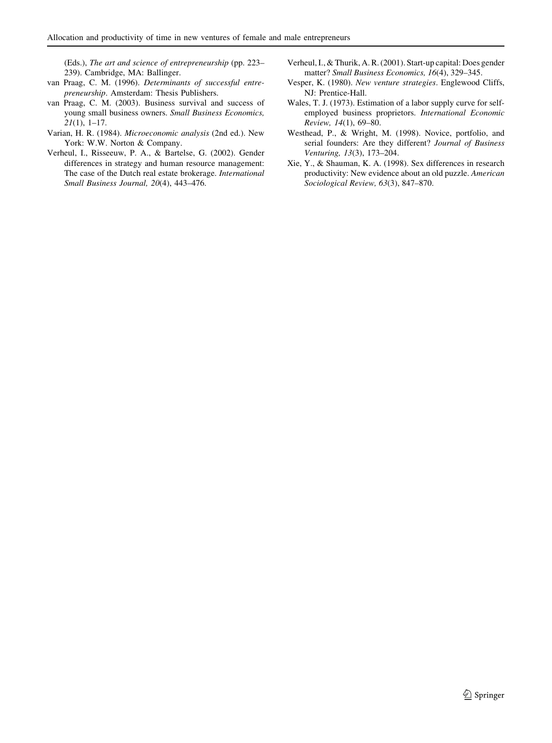(Eds.), *The art and science of entrepreneurship* (pp. 223–239). Cambridge, MA: Ballinger.

van Praag, C. M. (1996). *Determinants of successful entrepreneurship*. Amsterdam: Thesis Publishers.

van Praag, C. M. (2003). Business survival and success of young small business owners. *Small Business Economics, 21*(1), 1–17.

Varian, H. R. (1984). *Microeconomic analysis* (2nd ed.). New York: W.W. Norton & Company.

Verheul, I., Risseeuw, P. A., & Bartelse, G. (2002). Gender differences in strategy and human resource management: The case of the Dutch real estate brokerage. *International Small Business Journal, 20*(4), 443–476.

Verheul, I., & Thurik, A. R. (2001). Start-up capital: Does gender matter? *Small Business Economics, 16*(4), 329–345.

Vesper, K. (1980). *New venture strategies*. Englewood Cliffs, NJ: Prentice-Hall.

Wales, T. J. (1973). Estimation of a labor supply curve for self-employed business proprietors. *International Economic Review, 14*(1), 69–80.

Westhead, P., & Wright, M. (1998). Novice, portfolio, and serial founders: Are they different? *Journal of Business Venturing, 13*(3), 173–204.

Xie, Y., & Shauman, K. A. (1998). Sex differences in research productivity: New evidence about an old puzzle. *American Sociological Review, 63*(3), 847–870.